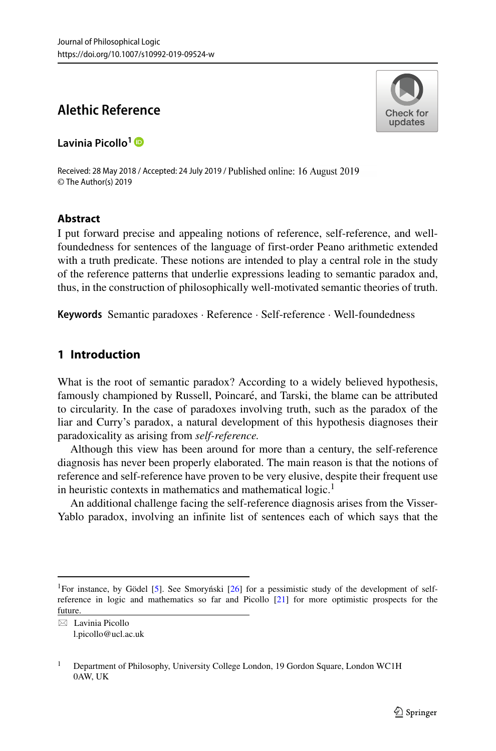Journal of Philosophical Logic
https://doi.org/10.1007/s10992-019-09524-w

# Alethic Reference

**Lavinia Picollo**[1]

Received: 28 May 2018 / Accepted: 24 July 2019 / Published online: 16 August 2019
© The Author(s) 2019

## Abstract

I put forward precise and appealing notions of reference, self-reference, and well-foundedness for sentences of the language of first-order Peano arithmetic extended with a truth predicate. These notions are intended to play a central role in the study of the reference patterns that underlie expressions leading to semantic paradox and, thus, in the construction of philosophically well-motivated semantic theories of truth.

**Keywords** Semantic paradoxes · Reference · Self-reference · Well-foundedness

## 1 Introduction

What is the root of semantic paradox? According to a widely believed hypothesis, famously championed by Russell, Poincaré, and Tarski, the blame can be attributed to circularity. In the case of paradoxes involving truth, such as the paradox of the liar and Curry's paradox, a natural development of this hypothesis diagnoses their paradoxicality as arising from *self-reference.*

Although this view has been around for more than a century, the self-reference diagnosis has never been properly elaborated. The main reason is that the notions of reference and self-reference have proven to be very elusive, despite their frequent use in heuristic contexts in mathematics and mathematical logic.[1]

An additional challenge facing the self-reference diagnosis arises from the Visser-Yablo paradox, involving an infinite list of sentences each of which says that the

---

[1] For instance, by Gödel [5]. See Smoryński [26] for a pessimistic study of the development of self-reference in logic and mathematics so far and Picollo [21] for more optimistic prospects for the future.

✉ Lavinia Picollo
l.picollo@ucl.ac.uk

[1] Department of Philosophy, University College London, 19 Gordon Square, London WC1H 0AW, UK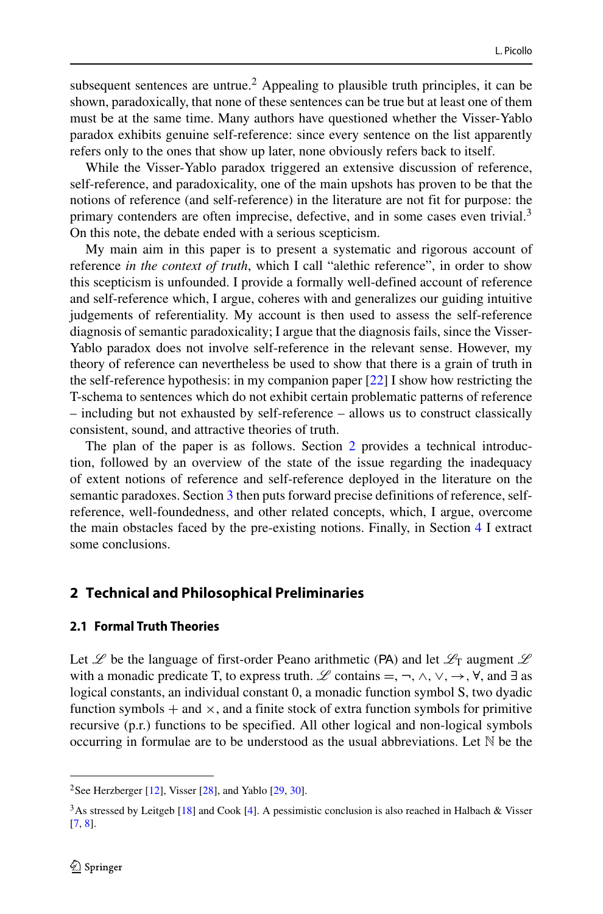subsequent sentences are untrue.[2] Appealing to plausible truth principles, it can be shown, paradoxically, that none of these sentences can be true but at least one of them must be at the same time. Many authors have questioned whether the Visser-Yablo paradox exhibits genuine self-reference: since every sentence on the list apparently refers only to the ones that show up later, none obviously refers back to itself.

While the Visser-Yablo paradox triggered an extensive discussion of reference, self-reference, and paradoxicality, one of the main upshots has proven to be that the notions of reference (and self-reference) in the literature are not fit for purpose: the primary contenders are often imprecise, defective, and in some cases even trivial.[3] On this note, the debate ended with a serious scepticism.

My main aim in this paper is to present a systematic and rigorous account of reference *in the context of truth*, which I call "alethic reference", in order to show this scepticism is unfounded. I provide a formally well-defined account of reference and self-reference which, I argue, coheres with and generalizes our guiding intuitive judgements of referentiality. My account is then used to assess the self-reference diagnosis of semantic paradoxicality; I argue that the diagnosis fails, since the Visser-Yablo paradox does not involve self-reference in the relevant sense. However, my theory of reference can nevertheless be used to show that there is a grain of truth in the self-reference hypothesis: in my companion paper [22] I show how restricting the T-schema to sentences which do not exhibit certain problematic patterns of reference – including but not exhausted by self-reference – allows us to construct classically consistent, sound, and attractive theories of truth.

The plan of the paper is as follows. Section 2 provides a technical introduction, followed by an overview of the state of the issue regarding the inadequacy of extent notions of reference and self-reference deployed in the literature on the semantic paradoxes. Section 3 then puts forward precise definitions of reference, self-reference, well-foundedness, and other related concepts, which, I argue, overcome the main obstacles faced by the pre-existing notions. Finally, in Section 4 I extract some conclusions.

## 2 Technical and Philosophical Preliminaries

### 2.1 Formal Truth Theories

Let $\mathscr{L}$ be the language of first-order Peano arithmetic (PA) and let $\mathscr{L}_{\mathrm{T}}$ augment $\mathscr{L}$ with a monadic predicate T, to express truth. $\mathscr{L}$ contains $=, \neg, \wedge, \vee, \rightarrow, \forall$, and $\exists$ as logical constants, an individual constant 0, a monadic function symbol S, two dyadic function symbols $+$ and $\times$, and a finite stock of extra function symbols for primitive recursive (p.r.) functions to be specified. All other logical and non-logical symbols occurring in formulae are to be understood as the usual abbreviations. Let $\mathbb{N}$ be the

[2] See Herzberger [12], Visser [28], and Yablo [29, 30].

[3] As stressed by Leitgeb [18] and Cook [4]. A pessimistic conclusion is also reached in Halbach & Visser [7, 8].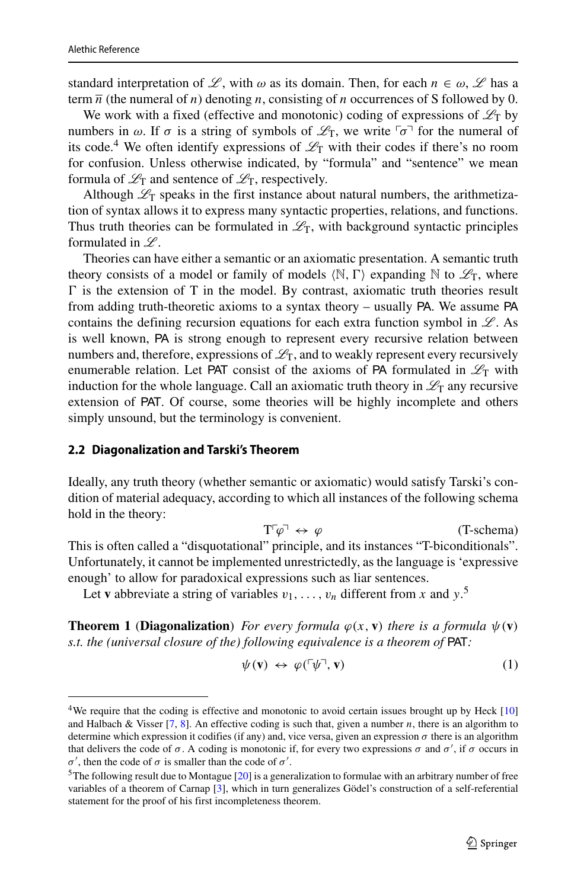standard interpretation of $\mathscr{L}$, with $\omega$ as its domain. Then, for each $n \in \omega$, $\mathscr{L}$ has a term $\overline{n}$ (the numeral of $n$) denoting $n$, consisting of $n$ occurrences of S followed by 0.

We work with a fixed (effective and monotonic) coding of expressions of $\mathscr{L}_\mathrm{T}$ by numbers in $\omega$. If $\sigma$ is a string of symbols of $\mathscr{L}_\mathrm{T}$, we write $\ulcorner\sigma\urcorner$ for the numeral of its code.[4] We often identify expressions of $\mathscr{L}_\mathrm{T}$ with their codes if there's no room for confusion. Unless otherwise indicated, by "formula" and "sentence" we mean formula of $\mathscr{L}_\mathrm{T}$ and sentence of $\mathscr{L}_\mathrm{T}$, respectively.

Although $\mathscr{L}_\mathrm{T}$ speaks in the first instance about natural numbers, the arithmetization of syntax allows it to express many syntactic properties, relations, and functions. Thus truth theories can be formulated in $\mathscr{L}_\mathrm{T}$, with background syntactic principles formulated in $\mathscr{L}$.

Theories can have either a semantic or an axiomatic presentation. A semantic truth theory consists of a model or family of models $\langle \mathbb{N}, \Gamma \rangle$ expanding $\mathbb{N}$ to $\mathscr{L}_\mathrm{T}$, where $\Gamma$ is the extension of T in the model. By contrast, axiomatic truth theories result from adding truth-theoretic axioms to a syntax theory – usually PA. We assume PA contains the defining recursion equations for each extra function symbol in $\mathscr{L}$. As is well known, PA is strong enough to represent every recursive relation between numbers and, therefore, expressions of $\mathscr{L}_\mathrm{T}$, and to weakly represent every recursively enumerable relation. Let PAT consist of the axioms of PA formulated in $\mathscr{L}_\mathrm{T}$ with induction for the whole language. Call an axiomatic truth theory in $\mathscr{L}_\mathrm{T}$ any recursive extension of PAT. Of course, some theories will be highly incomplete and others simply unsound, but the terminology is convenient.

### 2.2 Diagonalization and Tarski's Theorem

Ideally, any truth theory (whether semantic or axiomatic) would satisfy Tarski's condition of material adequacy, according to which all instances of the following schema hold in the theory:

$$\mathrm{T}\ulcorner\varphi\urcorner \leftrightarrow \varphi \qquad \text{(T-schema)}$$

This is often called a "disquotational" principle, and its instances "T-biconditionals". Unfortunately, it cannot be implemented unrestrictedly, as the language is 'expressive enough' to allow for paradoxical expressions such as liar sentences.

Let $\mathbf{v}$ abbreviate a string of variables $v_1, \ldots, v_n$ different from $x$ and $y$.[5]

**Theorem 1** (**Diagonalization**) *For every formula $\varphi(x, \mathbf{v})$ there is a formula $\psi(\mathbf{v})$ s.t. the (universal closure of the) following equivalence is a theorem of* PAT*:*

$$\psi(\mathbf{v}) \leftrightarrow \varphi(\ulcorner\psi\urcorner, \mathbf{v}) \tag{1}$$

---

[4] We require that the coding is effective and monotonic to avoid certain issues brought up by Heck [10] and Halbach & Visser [7, 8]. An effective coding is such that, given a number $n$, there is an algorithm to determine which expression it codifies (if any) and, vice versa, given an expression $\sigma$ there is an algorithm that delivers the code of $\sigma$. A coding is monotonic if, for every two expressions $\sigma$ and $\sigma'$, if $\sigma$ occurs in $\sigma'$, then the code of $\sigma$ is smaller than the code of $\sigma'$.

[5] The following result due to Montague [20] is a generalization to formulae with an arbitrary number of free variables of a theorem of Carnap [3], which in turn generalizes Gödel's construction of a self-referential statement for the proof of his first incompleteness theorem.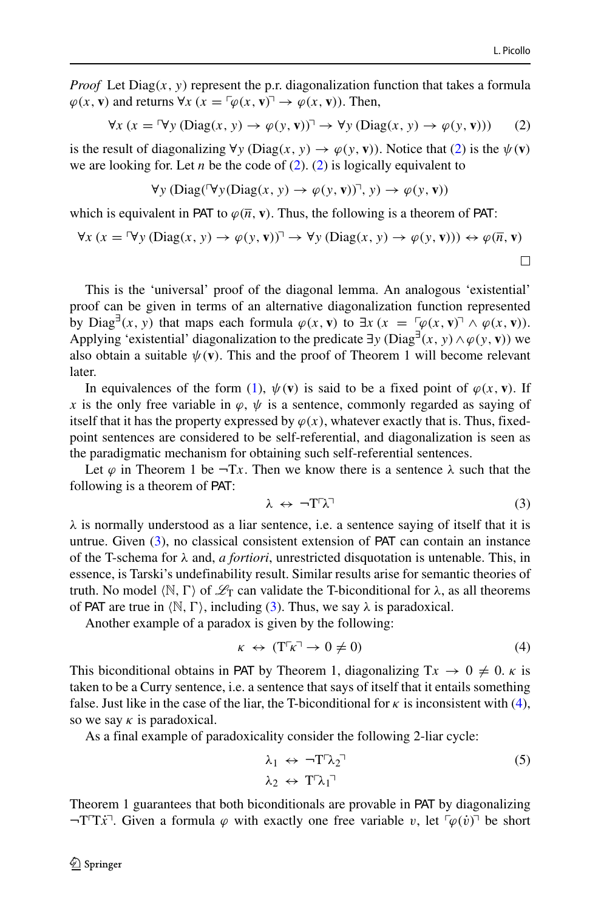*Proof* Let $\text{Diag}(x, y)$ represent the p.r. diagonalization function that takes a formula $\varphi(x, \mathbf{v})$ and returns $\forall x\,(x = \ulcorner\varphi(x, \mathbf{v})\urcorner \rightarrow \varphi(x, \mathbf{v}))$. Then,

$$\forall x\,(x = \ulcorner\forall y\,(\text{Diag}(x, y) \rightarrow \varphi(y, \mathbf{v}))\urcorner \rightarrow \forall y\,(\text{Diag}(x, y) \rightarrow \varphi(y, \mathbf{v}))) \tag{2}$$

is the result of diagonalizing $\forall y\,(\text{Diag}(x, y) \rightarrow \varphi(y, \mathbf{v}))$. Notice that (2) is the $\psi(\mathbf{v})$ we are looking for. Let $n$ be the code of (2). (2) is logically equivalent to

$$\forall y\,(\text{Diag}(\ulcorner\forall y(\text{Diag}(x, y) \rightarrow \varphi(y, \mathbf{v}))\urcorner, y) \rightarrow \varphi(y, \mathbf{v}))$$

which is equivalent in PAT to $\varphi(\overline{n}, \mathbf{v})$. Thus, the following is a theorem of PAT:

$$\forall x\,(x = \ulcorner\forall y\,(\text{Diag}(x, y) \rightarrow \varphi(y, \mathbf{v}))\urcorner \rightarrow \forall y\,(\text{Diag}(x, y) \rightarrow \varphi(y, \mathbf{v}))) \leftrightarrow \varphi(\overline{n}, \mathbf{v})$$

□

This is the 'universal' proof of the diagonal lemma. An analogous 'existential' proof can be given in terms of an alternative diagonalization function represented by $\text{Diag}^{\exists}(x, y)$ that maps each formula $\varphi(x, \mathbf{v})$ to $\exists x\,(x = \ulcorner\varphi(x, \mathbf{v})\urcorner \wedge \varphi(x, \mathbf{v}))$. Applying 'existential' diagonalization to the predicate $\exists y\,(\text{Diag}^{\exists}(x, y) \wedge \varphi(y, \mathbf{v}))$ we also obtain a suitable $\psi(\mathbf{v})$. This and the proof of Theorem 1 will become relevant later.

In equivalences of the form (1), $\psi(\mathbf{v})$ is said to be a fixed point of $\varphi(x, \mathbf{v})$. If $x$ is the only free variable in $\varphi$, $\psi$ is a sentence, commonly regarded as saying of itself that it has the property expressed by $\varphi(x)$, whatever exactly that is. Thus, fixed-point sentences are considered to be self-referential, and diagonalization is seen as the paradigmatic mechanism for obtaining such self-referential sentences.

Let $\varphi$ in Theorem 1 be $\neg\text{T}x$. Then we know there is a sentence $\lambda$ such that the following is a theorem of PAT:

$$\lambda \leftrightarrow \neg\text{T}\ulcorner\lambda\urcorner \tag{3}$$

$\lambda$ is normally understood as a liar sentence, i.e. a sentence saying of itself that it is untrue. Given (3), no classical consistent extension of PAT can contain an instance of the T-schema for $\lambda$ and, *a fortiori*, unrestricted disquotation is untenable. This, in essence, is Tarski's undefinability result. Similar results arise for semantic theories of truth. No model $\langle\mathbb{N}, \Gamma\rangle$ of $\mathscr{L}_{\text{T}}$ can validate the T-biconditional for $\lambda$, as all theorems of PAT are true in $\langle\mathbb{N}, \Gamma\rangle$, including (3). Thus, we say $\lambda$ is paradoxical.

Another example of a paradox is given by the following:

$$\kappa \leftrightarrow (\text{T}\ulcorner\kappa\urcorner \rightarrow 0 \neq 0) \tag{4}$$

This biconditional obtains in PAT by Theorem 1, diagonalizing $\text{T}x \rightarrow 0 \neq 0$. $\kappa$ is taken to be a Curry sentence, i.e. a sentence that says of itself that it entails something false. Just like in the case of the liar, the T-biconditional for $\kappa$ is inconsistent with (4), so we say $\kappa$ is paradoxical.

As a final example of paradoxicality consider the following 2-liar cycle:

$$\begin{aligned} \lambda_1 &\leftrightarrow \neg\text{T}\ulcorner\lambda_2\urcorner \\ \lambda_2 &\leftrightarrow \text{T}\ulcorner\lambda_1\urcorner \end{aligned} \tag{5}$$

Theorem 1 guarantees that both biconditionals are provable in PAT by diagonalizing $\neg\text{T}\ulcorner\text{T}\dot{x}\urcorner$. Given a formula $\varphi$ with exactly one free variable $v$, let $\ulcorner\varphi(\dot{v})\urcorner$ be short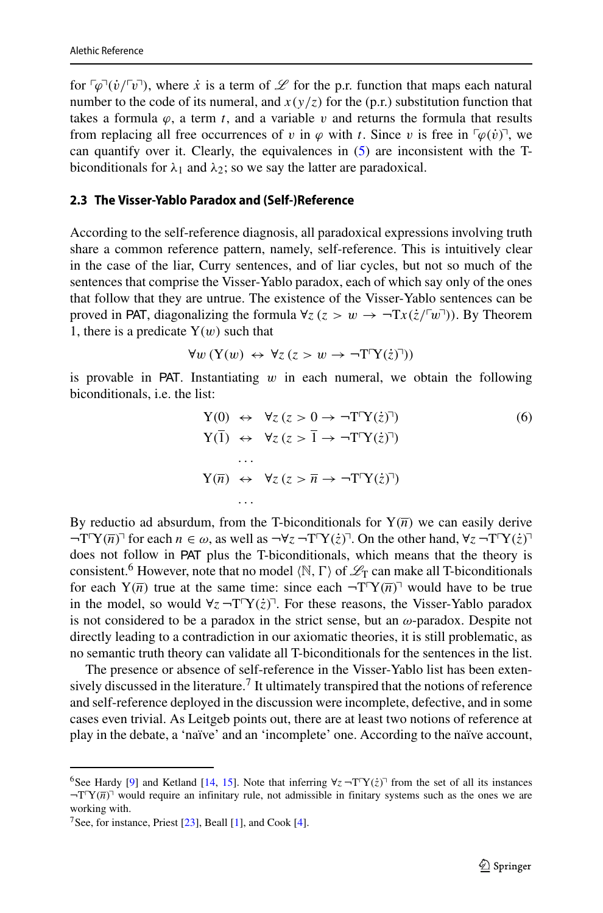for $\ulcorner\varphi\urcorner(\dot{v}/\ulcorner v\urcorner)$, where $\dot{x}$ is a term of $\mathscr{L}$ for the p.r. function that maps each natural number to the code of its numeral, and $x(y/z)$ for the (p.r.) substitution function that takes a formula $\varphi$, a term $t$, and a variable $v$ and returns the formula that results from replacing all free occurrences of $v$ in $\varphi$ with $t$. Since $v$ is free in $\ulcorner\varphi(\dot{v})\urcorner$, we can quantify over it. Clearly, the equivalences in (5) are inconsistent with the T-biconditionals for $\lambda_1$ and $\lambda_2$; so we say the latter are paradoxical.

### 2.3 The Visser-Yablo Paradox and (Self-)Reference

According to the self-reference diagnosis, all paradoxical expressions involving truth share a common reference pattern, namely, self-reference. This is intuitively clear in the case of the liar, Curry sentences, and of liar cycles, but not so much of the sentences that comprise the Visser-Yablo paradox, each of which say only of the ones that follow that they are untrue. The existence of the Visser-Yablo sentences can be proved in PAT, diagonalizing the formula $\forall z\,(z > w \rightarrow \neg\mathrm{T}x(\dot{z}/\ulcorner w\urcorner))$. By Theorem 1, there is a predicate $\mathrm{Y}(w)$ such that

$$\forall w\,(\mathrm{Y}(w) \leftrightarrow \forall z\,(z > w \rightarrow \neg\mathrm{T}\ulcorner\mathrm{Y}(\dot{z})\urcorner))$$

is provable in PAT. Instantiating $w$ in each numeral, we obtain the following biconditionals, i.e. the list:

$$\begin{aligned}
\mathrm{Y}(0) &\leftrightarrow \forall z\,(z > 0 \rightarrow \neg\mathrm{T}\ulcorner\mathrm{Y}(\dot{z})\urcorner) \\
\mathrm{Y}(\overline{1}) &\leftrightarrow \forall z\,(z > \overline{1} \rightarrow \neg\mathrm{T}\ulcorner\mathrm{Y}(\dot{z})\urcorner) \\
&\dots \\
\mathrm{Y}(\overline{n}) &\leftrightarrow \forall z\,(z > \overline{n} \rightarrow \neg\mathrm{T}\ulcorner\mathrm{Y}(\dot{z})\urcorner) \\
&\dots
\end{aligned} \tag{6}$$

By reductio ad absurdum, from the T-biconditionals for $\mathrm{Y}(\overline{n})$ we can easily derive $\neg\mathrm{T}\ulcorner\mathrm{Y}(\overline{n})\urcorner$ for each $n \in \omega$, as well as $\neg\forall z\,\neg\mathrm{T}\ulcorner\mathrm{Y}(\dot{z})\urcorner$. On the other hand, $\forall z\,\neg\mathrm{T}\ulcorner\mathrm{Y}(\dot{z})\urcorner$ does not follow in PAT plus the T-biconditionals, which means that the theory is consistent.[6] However, note that no model $\langle\mathbb{N}, \Gamma\rangle$ of $\mathscr{L}_\mathrm{T}$ can make all T-biconditionals for each $\mathrm{Y}(\overline{n})$ true at the same time: since each $\neg\mathrm{T}\ulcorner\mathrm{Y}(\overline{n})\urcorner$ would have to be true in the model, so would $\forall z\,\neg\mathrm{T}\ulcorner\mathrm{Y}(\dot{z})\urcorner$. For these reasons, the Visser-Yablo paradox is not considered to be a paradox in the strict sense, but an $\omega$-paradox. Despite not directly leading to a contradiction in our axiomatic theories, it is still problematic, as no semantic truth theory can validate all T-biconditionals for the sentences in the list.

The presence or absence of self-reference in the Visser-Yablo list has been extensively discussed in the literature.[7] It ultimately transpired that the notions of reference and self-reference deployed in the discussion were incomplete, defective, and in some cases even trivial. As Leitgeb points out, there are at least two notions of reference at play in the debate, a 'naïve' and an 'incomplete' one. According to the naïve account,

---

[6] See Hardy [9] and Ketland [14, 15]. Note that inferring $\forall z\,\neg\mathrm{T}\ulcorner\mathrm{Y}(\dot{z})\urcorner$ from the set of all its instances $\neg\mathrm{T}\ulcorner\mathrm{Y}(\overline{n})\urcorner$ would require an infinitary rule, not admissible in finitary systems such as the ones we are working with.

[7] See, for instance, Priest [23], Beall [1], and Cook [4].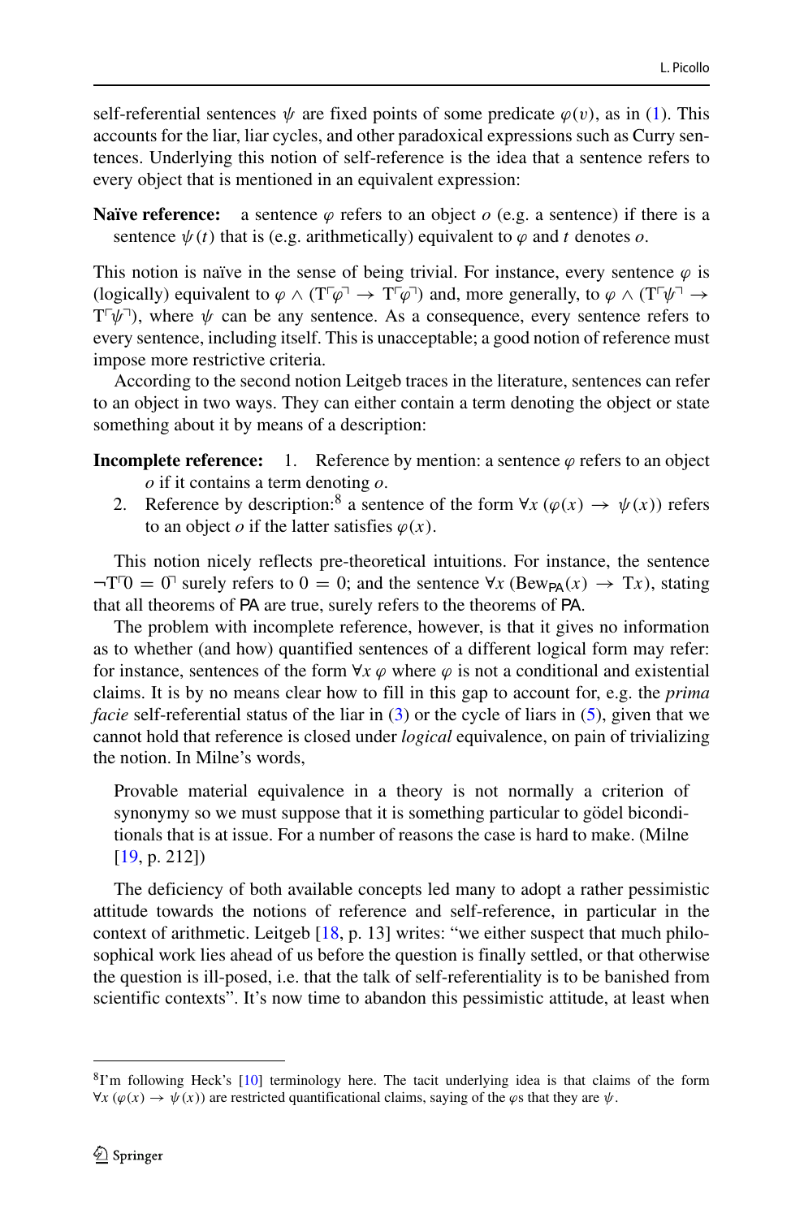self-referential sentences $\psi$ are fixed points of some predicate $\varphi(v)$, as in (1). This accounts for the liar, liar cycles, and other paradoxical expressions such as Curry sentences. Underlying this notion of self-reference is the idea that a sentence refers to every object that is mentioned in an equivalent expression:

**Naïve reference:** a sentence $\varphi$ refers to an object $o$ (e.g. a sentence) if there is a sentence $\psi(t)$ that is (e.g. arithmetically) equivalent to $\varphi$ and $t$ denotes $o$.

This notion is naïve in the sense of being trivial. For instance, every sentence $\varphi$ is (logically) equivalent to $\varphi \wedge (\mathrm{T}\ulcorner\varphi\urcorner \rightarrow \mathrm{T}\ulcorner\varphi\urcorner)$ and, more generally, to $\varphi \wedge (\mathrm{T}\ulcorner\psi\urcorner \rightarrow \mathrm{T}\ulcorner\psi\urcorner)$, where $\psi$ can be any sentence. As a consequence, every sentence refers to every sentence, including itself. This is unacceptable; a good notion of reference must impose more restrictive criteria.

According to the second notion Leitgeb traces in the literature, sentences can refer to an object in two ways. They can either contain a term denoting the object or state something about it by means of a description:

**Incomplete reference:** 1. Reference by mention: a sentence $\varphi$ refers to an object $o$ if it contains a term denoting $o$.
2. Reference by description:[8] a sentence of the form $\forall x\,(\varphi(x) \rightarrow \psi(x))$ refers to an object $o$ if the latter satisfies $\varphi(x)$.

This notion nicely reflects pre-theoretical intuitions. For instance, the sentence $\neg\mathrm{T}\ulcorner 0 = 0\urcorner$ surely refers to $0 = 0$; and the sentence $\forall x\,(\mathrm{Bew}_{\mathsf{PA}}(x) \rightarrow \mathrm{T}x)$, stating that all theorems of PA are true, surely refers to the theorems of PA.

The problem with incomplete reference, however, is that it gives no information as to whether (and how) quantified sentences of a different logical form may refer: for instance, sentences of the form $\forall x\,\varphi$ where $\varphi$ is not a conditional and existential claims. It is by no means clear how to fill in this gap to account for, e.g. the *prima facie* self-referential status of the liar in (3) or the cycle of liars in (5), given that we cannot hold that reference is closed under *logical* equivalence, on pain of trivializing the notion. In Milne's words,

> Provable material equivalence in a theory is not normally a criterion of synonymy so we must suppose that it is something particular to gödel biconditionals that is at issue. For a number of reasons the case is hard to make. (Milne [19, p. 212])

The deficiency of both available concepts led many to adopt a rather pessimistic attitude towards the notions of reference and self-reference, in particular in the context of arithmetic. Leitgeb [18, p. 13] writes: "we either suspect that much philosophical work lies ahead of us before the question is finally settled, or that otherwise the question is ill-posed, i.e. that the talk of self-referentiality is to be banished from scientific contexts". It's now time to abandon this pessimistic attitude, at least when

---

[8] I'm following Heck's [10] terminology here. The tacit underlying idea is that claims of the form $\forall x\,(\varphi(x) \rightarrow \psi(x))$ are restricted quantificational claims, saying of the $\varphi$s that they are $\psi$.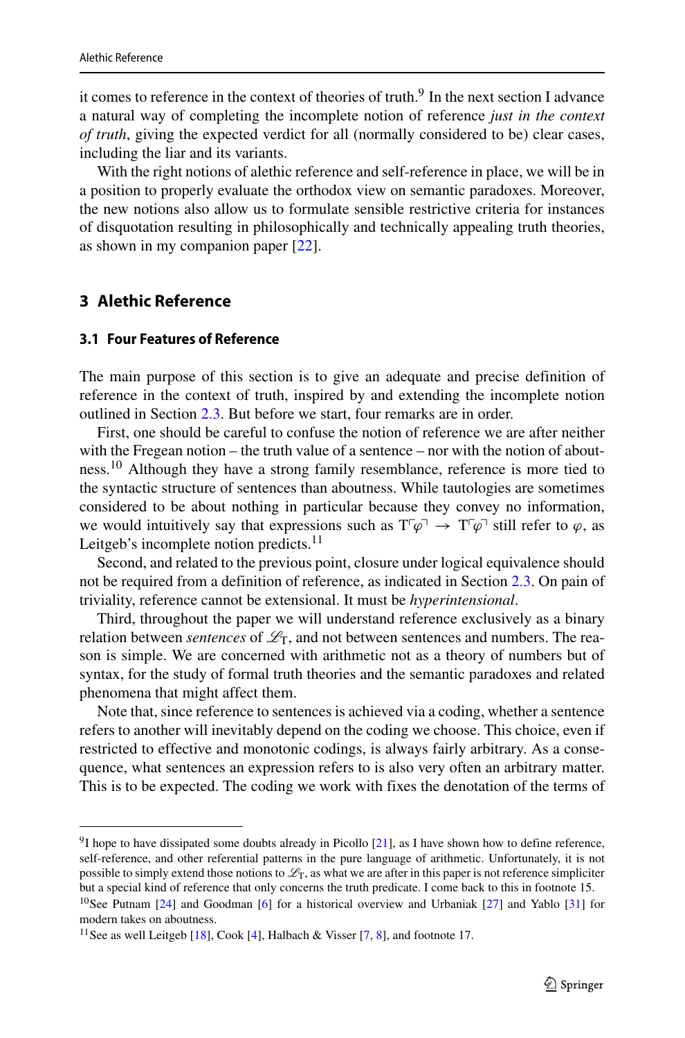it comes to reference in the context of theories of truth.[9] In the next section I advance a natural way of completing the incomplete notion of reference *just in the context of truth*, giving the expected verdict for all (normally considered to be) clear cases, including the liar and its variants.

With the right notions of alethic reference and self-reference in place, we will be in a position to properly evaluate the orthodox view on semantic paradoxes. Moreover, the new notions also allow us to formulate sensible restrictive criteria for instances of disquotation resulting in philosophically and technically appealing truth theories, as shown in my companion paper [22].

## 3 Alethic Reference

### 3.1 Four Features of Reference

The main purpose of this section is to give an adequate and precise definition of reference in the context of truth, inspired by and extending the incomplete notion outlined in Section 2.3. But before we start, four remarks are in order.

First, one should be careful to confuse the notion of reference we are after neither with the Fregean notion – the truth value of a sentence – nor with the notion of aboutness.[10] Although they have a strong family resemblance, reference is more tied to the syntactic structure of sentences than aboutness. While tautologies are sometimes considered to be about nothing in particular because they convey no information, we would intuitively say that expressions such as $\mathrm{T}\ulcorner\varphi\urcorner \rightarrow \mathrm{T}\ulcorner\varphi\urcorner$ still refer to $\varphi$, as Leitgeb's incomplete notion predicts.[11]

Second, and related to the previous point, closure under logical equivalence should not be required from a definition of reference, as indicated in Section 2.3. On pain of triviality, reference cannot be extensional. It must be *hyperintensional*.

Third, throughout the paper we will understand reference exclusively as a binary relation between *sentences* of $\mathscr{L}_\mathrm{T}$, and not between sentences and numbers. The reason is simple. We are concerned with arithmetic not as a theory of numbers but of syntax, for the study of formal truth theories and the semantic paradoxes and related phenomena that might affect them.

Note that, since reference to sentences is achieved via a coding, whether a sentence refers to another will inevitably depend on the coding we choose. This choice, even if restricted to effective and monotonic codings, is always fairly arbitrary. As a consequence, what sentences an expression refers to is also very often an arbitrary matter. This is to be expected. The coding we work with fixes the denotation of the terms of

---

[9] I hope to have dissipated some doubts already in Picollo [21], as I have shown how to define reference, self-reference, and other referential patterns in the pure language of arithmetic. Unfortunately, it is not possible to simply extend those notions to $\mathscr{L}_\mathrm{T}$, as what we are after in this paper is not reference simpliciter but a special kind of reference that only concerns the truth predicate. I come back to this in footnote 15.

[10] See Putnam [24] and Goodman [6] for a historical overview and Urbaniak [27] and Yablo [31] for modern takes on aboutness.

[11] See as well Leitgeb [18], Cook [4], Halbach & Visser [7, 8], and footnote 17.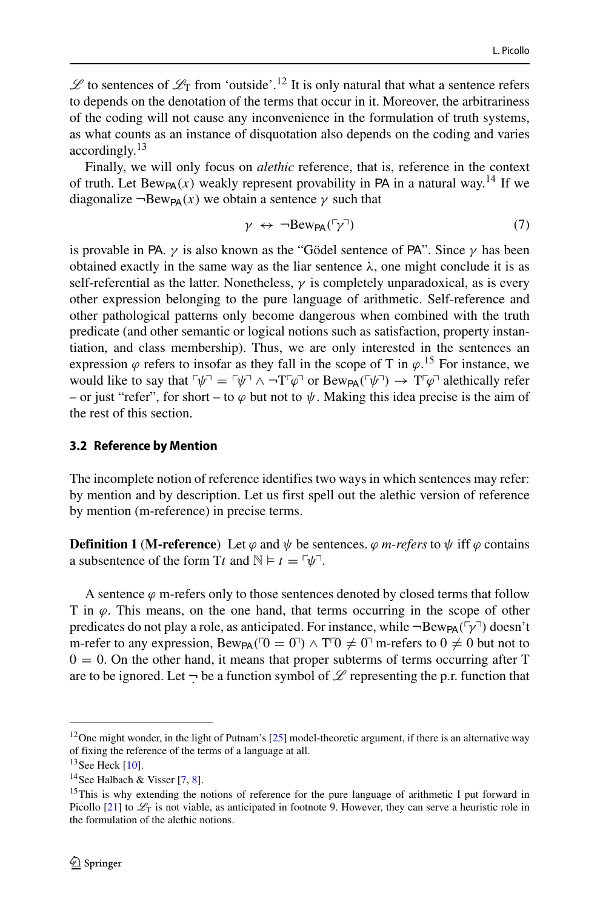$\mathscr{L}$ to sentences of $\mathscr{L}_{\mathrm{T}}$ from 'outside'.[12] It is only natural that what a sentence refers to depends on the denotation of the terms that occur in it. Moreover, the arbitrariness of the coding will not cause any inconvenience in the formulation of truth systems, as what counts as an instance of disquotation also depends on the coding and varies accordingly.[13]

Finally, we will only focus on *alethic* reference, that is, reference in the context of truth. Let $\mathrm{Bew}_{\mathsf{PA}}(x)$ weakly represent provability in PA in a natural way.[14] If we diagonalize $\neg\mathrm{Bew}_{\mathsf{PA}}(x)$ we obtain a sentence $\gamma$ such that

$$\gamma \leftrightarrow \neg\mathrm{Bew}_{\mathsf{PA}}(\ulcorner\gamma\urcorner) \tag{7}$$

is provable in PA. $\gamma$ is also known as the "Gödel sentence of PA". Since $\gamma$ has been obtained exactly in the same way as the liar sentence $\lambda$, one might conclude it is as self-referential as the latter. Nonetheless, $\gamma$ is completely unparadoxical, as is every other expression belonging to the pure language of arithmetic. Self-reference and other pathological patterns only become dangerous when combined with the truth predicate (and other semantic or logical notions such as satisfaction, property instantiation, and class membership). Thus, we are only interested in the sentences an expression $\varphi$ refers to insofar as they fall in the scope of T in $\varphi$.[15] For instance, we would like to say that $\ulcorner\psi\urcorner = \ulcorner\psi\urcorner \wedge \neg\mathrm{T}\ulcorner\varphi\urcorner$ or $\mathrm{Bew}_{\mathsf{PA}}(\ulcorner\psi\urcorner) \rightarrow \mathrm{T}\ulcorner\varphi\urcorner$ alethically refer – or just "refer", for short – to $\varphi$ but not to $\psi$. Making this idea precise is the aim of the rest of this section.

### 3.2 Reference by Mention

The incomplete notion of reference identifies two ways in which sentences may refer: by mention and by description. Let us first spell out the alethic version of reference by mention (m-reference) in precise terms.

**Definition 1** (**M-reference**) Let $\varphi$ and $\psi$ be sentences. $\varphi$ *m-refers* to $\psi$ iff $\varphi$ contains a subsentence of the form $\mathrm{T}t$ and $\mathbb{N} \vDash t = \ulcorner\psi\urcorner$.

A sentence $\varphi$ m-refers only to those sentences denoted by closed terms that follow T in $\varphi$. This means, on the one hand, that terms occurring in the scope of other predicates do not play a role, as anticipated. For instance, while $\neg\mathrm{Bew}_{\mathsf{PA}}(\ulcorner\gamma\urcorner)$ doesn't m-refer to any expression, $\mathrm{Bew}_{\mathsf{PA}}(\ulcorner 0 = 0\urcorner) \wedge \mathrm{T}\ulcorner 0 \neq 0\urcorner$ m-refers to $0 \neq 0$ but not to $0 = 0$. On the other hand, it means that proper subterms of terms occurring after T are to be ignored. Let $\dot{\neg}$ be a function symbol of $\mathscr{L}$ representing the p.r. function that

---

[12] One might wonder, in the light of Putnam's [25] model-theoretic argument, if there is an alternative way of fixing the reference of the terms of a language at all.

[13] See Heck [10].

[14] See Halbach & Visser [7, 8].

[15] This is why extending the notions of reference for the pure language of arithmetic I put forward in Picollo [21] to $\mathscr{L}_{\mathrm{T}}$ is not viable, as anticipated in footnote 9. However, they can serve a heuristic role in the formulation of the alethic notions.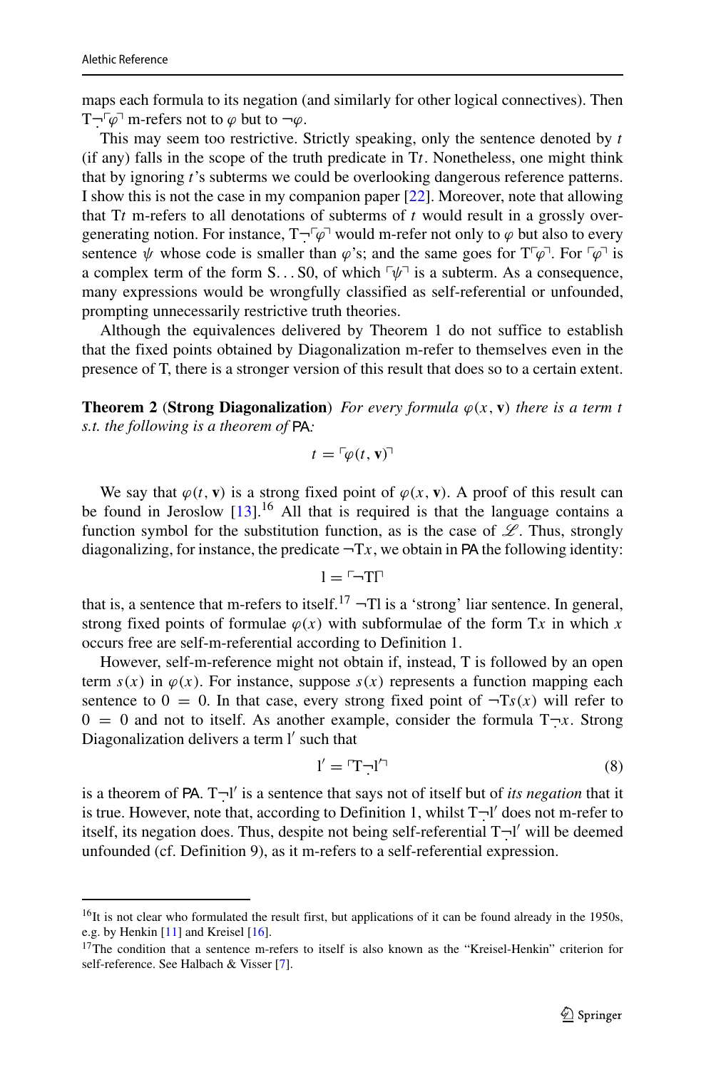maps each formula to its negation (and similarly for other logical connectives). Then $\mathrm{T}\dot{\neg}\ulcorner\varphi\urcorner$ m-refers not to $\varphi$ but to $\neg\varphi$.

This may seem too restrictive. Strictly speaking, only the sentence denoted by $t$ (if any) falls in the scope of the truth predicate in $\mathrm{T}t$. Nonetheless, one might think that by ignoring $t$'s subterms we could be overlooking dangerous reference patterns. I show this is not the case in my companion paper [22]. Moreover, note that allowing that $\mathrm{T}t$ m-refers to all denotations of subterms of $t$ would result in a grossly overgenerating notion. For instance, $\mathrm{T}\dot{\neg}\ulcorner\varphi\urcorner$ would m-refer not only to $\varphi$ but also to every sentence $\psi$ whose code is smaller than $\varphi$'s; and the same goes for $\mathrm{T}\ulcorner\varphi\urcorner$. For $\ulcorner\varphi\urcorner$ is a complex term of the form $\mathrm{S}\ldots\mathrm{S}0$, of which $\ulcorner\psi\urcorner$ is a subterm. As a consequence, many expressions would be wrongfully classified as self-referential or unfounded, prompting unnecessarily restrictive truth theories.

Although the equivalences delivered by Theorem 1 do not suffice to establish that the fixed points obtained by Diagonalization m-refer to themselves even in the presence of T, there is a stronger version of this result that does so to a certain extent.

**Theorem 2** (**Strong Diagonalization**) *For every formula $\varphi(x, \mathbf{v})$ there is a term $t$ s.t. the following is a theorem of* PA*:*

$$t = \ulcorner\varphi(t, \mathbf{v})\urcorner$$

We say that $\varphi(t, \mathbf{v})$ is a strong fixed point of $\varphi(x, \mathbf{v})$. A proof of this result can be found in Jeroslow [13].[16] All that is required is that the language contains a function symbol for the substitution function, as is the case of $\mathscr{L}$. Thus, strongly diagonalizing, for instance, the predicate $\neg\mathrm{T}x$, we obtain in PA the following identity:

$$\mathrm{l} = \ulcorner\neg\mathrm{T}\mathrm{l}\urcorner$$

that is, a sentence that m-refers to itself.[17] $\neg\mathrm{T}\mathrm{l}$ is a 'strong' liar sentence. In general, strong fixed points of formulae $\varphi(x)$ with subformulae of the form $\mathrm{T}x$ in which $x$ occurs free are self-m-referential according to Definition 1.

However, self-m-reference might not obtain if, instead, T is followed by an open term $s(x)$ in $\varphi(x)$. For instance, suppose $s(x)$ represents a function mapping each sentence to $0 = 0$. In that case, every strong fixed point of $\neg\mathrm{T}s(x)$ will refer to $0 = 0$ and not to itself. As another example, consider the formula $\mathrm{T}\dot{\neg}x$. Strong Diagonalization delivers a term $\mathrm{l}'$ such that

$$\mathrm{l}' = \ulcorner\mathrm{T}\dot{\neg}\mathrm{l}'\urcorner \tag{8}$$

is a theorem of PA. $\mathrm{T}\dot{\neg}\mathrm{l}'$ is a sentence that says not of itself but of *its negation* that it is true. However, note that, according to Definition 1, whilst $\mathrm{T}\dot{\neg}\mathrm{l}'$ does not m-refer to itself, its negation does. Thus, despite not being self-referential $\mathrm{T}\dot{\neg}\mathrm{l}'$ will be deemed unfounded (cf. Definition 9), as it m-refers to a self-referential expression.

---

[16] It is not clear who formulated the result first, but applications of it can be found already in the 1950s, e.g. by Henkin [11] and Kreisel [16].

[17] The condition that a sentence m-refers to itself is also known as the "Kreisel-Henkin" criterion for self-reference. See Halbach & Visser [7].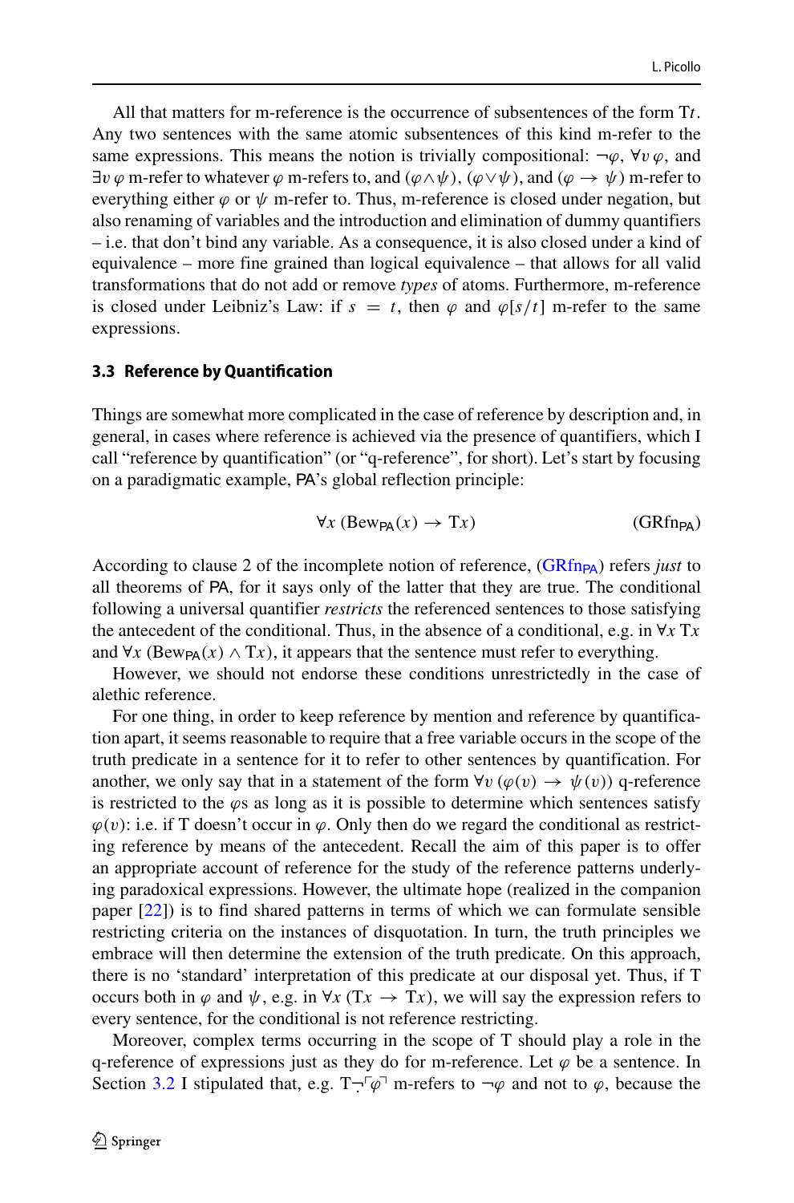All that matters for m-reference is the occurrence of subsentences of the form $\mathrm{T}t$. Any two sentences with the same atomic subsentences of this kind m-refer to the same expressions. This means the notion is trivially compositional: $\neg\varphi$, $\forall v\,\varphi$, and $\exists v\,\varphi$ m-refer to whatever $\varphi$ m-refers to, and $(\varphi\wedge\psi)$, $(\varphi\vee\psi)$, and $(\varphi\rightarrow\psi)$ m-refer to everything either $\varphi$ or $\psi$ m-refer to. Thus, m-reference is closed under negation, but also renaming of variables and the introduction and elimination of dummy quantifiers – i.e. that don't bind any variable. As a consequence, it is also closed under a kind of equivalence – more fine grained than logical equivalence – that allows for all valid transformations that do not add or remove *types* of atoms. Furthermore, m-reference is closed under Leibniz's Law: if $s = t$, then $\varphi$ and $\varphi[s/t]$ m-refer to the same expressions.

### 3.3 Reference by Quantification

Things are somewhat more complicated in the case of reference by description and, in general, in cases where reference is achieved via the presence of quantifiers, which I call "reference by quantification" (or "q-reference", for short). Let's start by focusing on a paradigmatic example, PA's global reflection principle:

$$\forall x\,(\mathrm{Bew}_{\mathsf{PA}}(x)\rightarrow \mathrm{T}x) \qquad (\mathrm{GRfn}_{\mathsf{PA}})$$

According to clause 2 of the incomplete notion of reference, ($\mathrm{GRfn}_{\mathsf{PA}}$) refers *just* to all theorems of PA, for it says only of the latter that they are true. The conditional following a universal quantifier *restricts* the referenced sentences to those satisfying the antecedent of the conditional. Thus, in the absence of a conditional, e.g. in $\forall x\,\mathrm{T}x$ and $\forall x\,(\mathrm{Bew}_{\mathsf{PA}}(x)\wedge\mathrm{T}x)$, it appears that the sentence must refer to everything.

However, we should not endorse these conditions unrestrictedly in the case of alethic reference.

For one thing, in order to keep reference by mention and reference by quantification apart, it seems reasonable to require that a free variable occurs in the scope of the truth predicate in a sentence for it to refer to other sentences by quantification. For another, we only say that in a statement of the form $\forall v\,(\varphi(v)\rightarrow\psi(v))$ q-reference is restricted to the $\varphi$s as long as it is possible to determine which sentences satisfy $\varphi(v)$: i.e. if T doesn't occur in $\varphi$. Only then do we regard the conditional as restricting reference by means of the antecedent. Recall the aim of this paper is to offer an appropriate account of reference for the study of the reference patterns underlying paradoxical expressions. However, the ultimate hope (realized in the companion paper [22]) is to find shared patterns in terms of which we can formulate sensible restricting criteria on the instances of disquotation. In turn, the truth principles we embrace will then determine the extension of the truth predicate. On this approach, there is no 'standard' interpretation of this predicate at our disposal yet. Thus, if T occurs both in $\varphi$ and $\psi$, e.g. in $\forall x\,(\mathrm{T}x\rightarrow\mathrm{T}x)$, we will say the expression refers to every sentence, for the conditional is not reference restricting.

Moreover, complex terms occurring in the scope of T should play a role in the q-reference of expressions just as they do for m-reference. Let $\varphi$ be a sentence. In Section 3.2 I stipulated that, e.g. $\mathrm{T}\dot{\neg}\ulcorner\varphi\urcorner$ m-refers to $\neg\varphi$ and not to $\varphi$, because the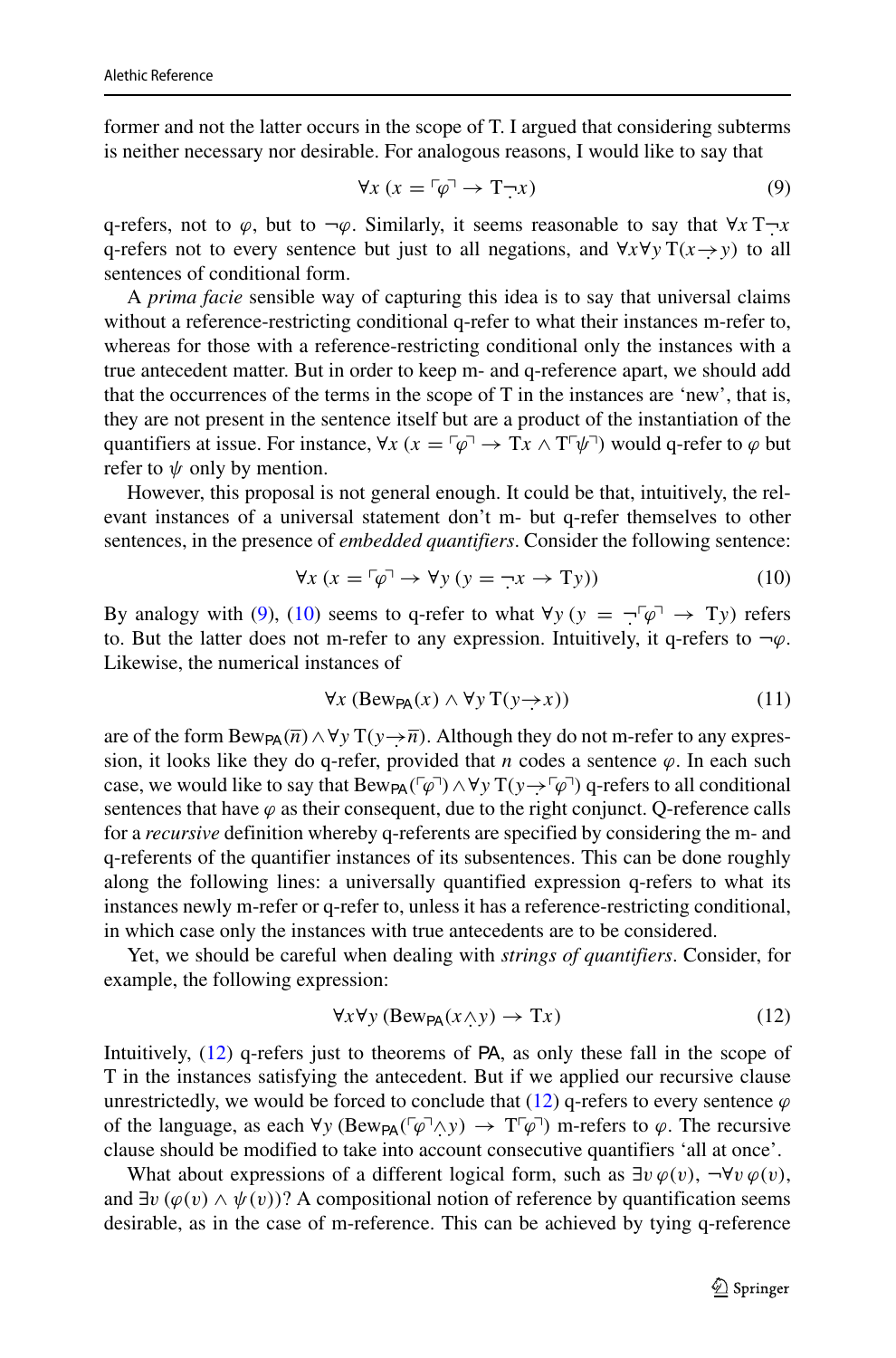former and not the latter occurs in the scope of T. I argued that considering subterms is neither necessary nor desirable. For analogous reasons, I would like to say that

$$\forall x\ (x = \ulcorner\varphi\urcorner \to \mathrm{T}\dot{\neg}x) \tag{9}$$

q-refers, not to $\varphi$, but to $\neg\varphi$. Similarly, it seems reasonable to say that $\forall x\, \mathrm{T}\dot{\neg}x$ q-refers not to every sentence but just to all negations, and $\forall x \forall y\, \mathrm{T}(x \dot{\to} y)$ to all sentences of conditional form.

A *prima facie* sensible way of capturing this idea is to say that universal claims without a reference-restricting conditional q-refer to what their instances m-refer to, whereas for those with a reference-restricting conditional only the instances with a true antecedent matter. But in order to keep m- and q-reference apart, we should add that the occurrences of the terms in the scope of T in the instances are 'new', that is, they are not present in the sentence itself but are a product of the instantiation of the quantifiers at issue. For instance, $\forall x\ (x = \ulcorner\varphi\urcorner \to \mathrm{T}x \wedge \mathrm{T}\ulcorner\psi\urcorner)$ would q-refer to $\varphi$ but refer to $\psi$ only by mention.

However, this proposal is not general enough. It could be that, intuitively, the relevant instances of a universal statement don't m- but q-refer themselves to other sentences, in the presence of *embedded quantifiers*. Consider the following sentence:

$$\forall x\ (x = \ulcorner\varphi\urcorner \to \forall y\ (y = \dot{\neg}x \to \mathrm{T}y)) \tag{10}$$

By analogy with (9), (10) seems to q-refer to what $\forall y\ (y = \dot{\neg}\ulcorner\varphi\urcorner \to \mathrm{T}y)$ refers to. But the latter does not m-refer to any expression. Intuitively, it q-refers to $\neg\varphi$. Likewise, the numerical instances of

$$\forall x\ (\mathrm{Bew}_{\mathsf{PA}}(x) \wedge \forall y\, \mathrm{T}(y \dot{\to} x)) \tag{11}$$

are of the form $\mathrm{Bew}_{\mathsf{PA}}(\overline{n}) \wedge \forall y\, \mathrm{T}(y \dot{\to} \overline{n})$. Although they do not m-refer to any expression, it looks like they do q-refer, provided that $n$ codes a sentence $\varphi$. In each such case, we would like to say that $\mathrm{Bew}_{\mathsf{PA}}(\ulcorner\varphi\urcorner) \wedge \forall y\, \mathrm{T}(y \dot{\to} \ulcorner\varphi\urcorner)$ q-refers to all conditional sentences that have $\varphi$ as their consequent, due to the right conjunct. Q-reference calls for a *recursive* definition whereby q-referents are specified by considering the m- and q-referents of the quantifier instances of its subsentences. This can be done roughly along the following lines: a universally quantified expression q-refers to what its instances newly m-refer or q-refer to, unless it has a reference-restricting conditional, in which case only the instances with true antecedents are to be considered.

Yet, we should be careful when dealing with *strings of quantifiers*. Consider, for example, the following expression:

$$\forall x \forall y\ (\mathrm{Bew}_{\mathsf{PA}}(x \dot{\wedge} y) \to \mathrm{T}x) \tag{12}$$

Intuitively, (12) q-refers just to theorems of PA, as only these fall in the scope of T in the instances satisfying the antecedent. But if we applied our recursive clause unrestrictedly, we would be forced to conclude that (12) q-refers to every sentence $\varphi$ of the language, as each $\forall y\ (\mathrm{Bew}_{\mathsf{PA}}(\ulcorner\varphi\urcorner \dot{\wedge} y) \to \mathrm{T}\ulcorner\varphi\urcorner)$ m-refers to $\varphi$. The recursive clause should be modified to take into account consecutive quantifiers 'all at once'.

What about expressions of a different logical form, such as $\exists v\, \varphi(v)$, $\neg\forall v\, \varphi(v)$, and $\exists v\ (\varphi(v) \wedge \psi(v))$? A compositional notion of reference by quantification seems desirable, as in the case of m-reference. This can be achieved by tying q-reference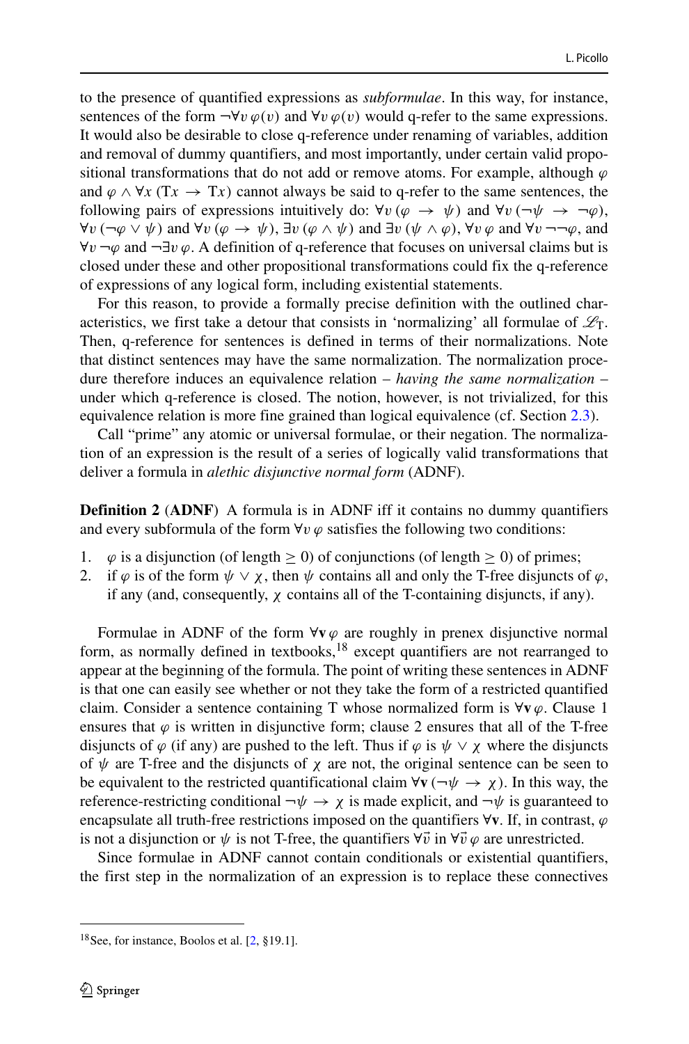to the presence of quantified expressions as *subformulae*. In this way, for instance, sentences of the form $\neg\forall v\, \varphi(v)$ and $\forall v\, \varphi(v)$ would q-refer to the same expressions. It would also be desirable to close q-reference under renaming of variables, addition and removal of dummy quantifiers, and most importantly, under certain valid propositional transformations that do not add or remove atoms. For example, although $\varphi$ and $\varphi \wedge \forall x\, (\mathrm{T}x \rightarrow \mathrm{T}x)$ cannot always be said to q-refer to the same sentences, the following pairs of expressions intuitively do: $\forall v\, (\varphi \rightarrow \psi)$ and $\forall v\, (\neg\psi \rightarrow \neg\varphi)$, $\forall v\, (\neg\varphi \vee \psi)$ and $\forall v\, (\varphi \rightarrow \psi)$, $\exists v\, (\varphi \wedge \psi)$ and $\exists v\, (\psi \wedge \varphi)$, $\forall v\, \varphi$ and $\forall v\, \neg\neg\varphi$, and $\forall v\, \neg\varphi$ and $\neg\exists v\, \varphi$. A definition of q-reference that focuses on universal claims but is closed under these and other propositional transformations could fix the q-reference of expressions of any logical form, including existential statements.

For this reason, to provide a formally precise definition with the outlined characteristics, we first take a detour that consists in 'normalizing' all formulae of $\mathscr{L}_{\mathrm{T}}$. Then, q-reference for sentences is defined in terms of their normalizations. Note that distinct sentences may have the same normalization. The normalization procedure therefore induces an equivalence relation – *having the same normalization* – under which q-reference is closed. The notion, however, is not trivialized, for this equivalence relation is more fine grained than logical equivalence (cf. Section 2.3).

Call "prime" any atomic or universal formulae, or their negation. The normalization of an expression is the result of a series of logically valid transformations that deliver a formula in *alethic disjunctive normal form* (ADNF).

**Definition 2** (**ADNF**) A formula is in ADNF iff it contains no dummy quantifiers and every subformula of the form $\forall v\, \varphi$ satisfies the following two conditions:

1. $\varphi$ is a disjunction (of length $\geq 0$) of conjunctions (of length $\geq 0$) of primes;
2. if $\varphi$ is of the form $\psi \vee \chi$, then $\psi$ contains all and only the T-free disjuncts of $\varphi$, if any (and, consequently, $\chi$ contains all of the T-containing disjuncts, if any).

Formulae in ADNF of the form $\forall \mathbf{v}\, \varphi$ are roughly in prenex disjunctive normal form, as normally defined in textbooks,[18] except quantifiers are not rearranged to appear at the beginning of the formula. The point of writing these sentences in ADNF is that one can easily see whether or not they take the form of a restricted quantified claim. Consider a sentence containing T whose normalized form is $\forall \mathbf{v}\, \varphi$. Clause 1 ensures that $\varphi$ is written in disjunctive form; clause 2 ensures that all of the T-free disjuncts of $\varphi$ (if any) are pushed to the left. Thus if $\varphi$ is $\psi \vee \chi$ where the disjuncts of $\psi$ are T-free and the disjuncts of $\chi$ are not, the original sentence can be seen to be equivalent to the restricted quantificational claim $\forall \mathbf{v}\, (\neg\psi \rightarrow \chi)$. In this way, the reference-restricting conditional $\neg\psi \rightarrow \chi$ is made explicit, and $\neg\psi$ is guaranteed to encapsulate all truth-free restrictions imposed on the quantifiers $\forall \mathbf{v}$. If, in contrast, $\varphi$ is not a disjunction or $\psi$ is not T-free, the quantifiers $\forall \vec{v}$ in $\forall \vec{v}\, \varphi$ are unrestricted.

Since formulae in ADNF cannot contain conditionals or existential quantifiers, the first step in the normalization of an expression is to replace these connectives

[18] See, for instance, Boolos et al. [2, §19.1].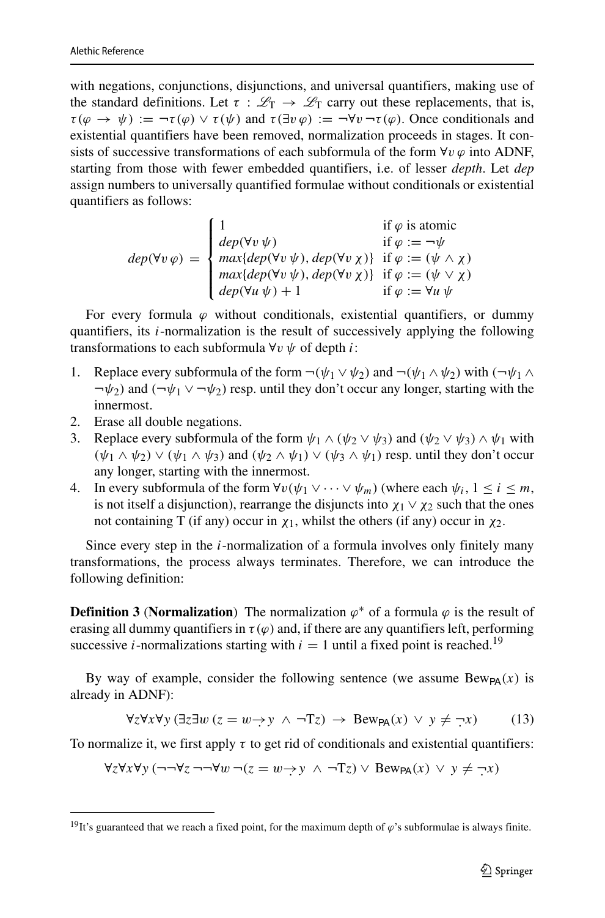with negations, conjunctions, disjunctions, and universal quantifiers, making use of the standard definitions. Let $\tau : \mathscr{L}_\mathrm{T} \to \mathscr{L}_\mathrm{T}$ carry out these replacements, that is, $\tau(\varphi \to \psi) := \neg\tau(\varphi) \vee \tau(\psi)$ and $\tau(\exists v\, \varphi) := \neg\forall v\, \neg\tau(\varphi)$. Once conditionals and existential quantifiers have been removed, normalization proceeds in stages. It consists of successive transformations of each subformula of the form $\forall v\, \varphi$ into ADNF, starting from those with fewer embedded quantifiers, i.e. of lesser *depth*. Let *dep* assign numbers to universally quantified formulae without conditionals or existential quantifiers as follows:

$$
dep(\forall v\, \varphi) = \begin{cases} 1 & \text{if } \varphi \text{ is atomic} \\ dep(\forall v\, \psi) & \text{if } \varphi := \neg\psi \\ max\{dep(\forall v\, \psi), dep(\forall v\, \chi)\} & \text{if } \varphi := (\psi \wedge \chi) \\ max\{dep(\forall v\, \psi), dep(\forall v\, \chi)\} & \text{if } \varphi := (\psi \vee \chi) \\ dep(\forall u\, \psi) + 1 & \text{if } \varphi := \forall u\, \psi \end{cases}
$$

For every formula $\varphi$ without conditionals, existential quantifiers, or dummy quantifiers, its $i$-normalization is the result of successively applying the following transformations to each subformula $\forall v\, \psi$ of depth $i$:

1. Replace every subformula of the form $\neg(\psi_1 \vee \psi_2)$ and $\neg(\psi_1 \wedge \psi_2)$ with $(\neg\psi_1 \wedge \neg\psi_2)$ and $(\neg\psi_1 \vee \neg\psi_2)$ resp. until they don't occur any longer, starting with the innermost.
2. Erase all double negations.
3. Replace every subformula of the form $\psi_1 \wedge (\psi_2 \vee \psi_3)$ and $(\psi_2 \vee \psi_3) \wedge \psi_1$ with $(\psi_1 \wedge \psi_2) \vee (\psi_1 \wedge \psi_3)$ and $(\psi_2 \wedge \psi_1) \vee (\psi_3 \wedge \psi_1)$ resp. until they don't occur any longer, starting with the innermost.
4. In every subformula of the form $\forall v(\psi_1 \vee \cdots \vee \psi_m)$ (where each $\psi_i$, $1 \leq i \leq m$, is not itself a disjunction), rearrange the disjuncts into $\chi_1 \vee \chi_2$ such that the ones not containing T (if any) occur in $\chi_1$, whilst the others (if any) occur in $\chi_2$.

Since every step in the $i$-normalization of a formula involves only finitely many transformations, the process always terminates. Therefore, we can introduce the following definition:

**Definition 3** (**Normalization**) The normalization $\varphi^*$ of a formula $\varphi$ is the result of erasing all dummy quantifiers in $\tau(\varphi)$ and, if there are any quantifiers left, performing successive $i$-normalizations starting with $i = 1$ until a fixed point is reached.[19]

By way of example, consider the following sentence (we assume $\mathrm{Bew}_{\mathsf{PA}}(x)$ is already in ADNF):

$$
\forall z \forall x \forall y\, (\exists z \exists w\, (z = w \dot{\to} y \;\wedge\; \neg \mathrm{T}z) \;\to\; \mathrm{Bew}_{\mathsf{PA}}(x) \;\vee\; y \neq \dot{\neg} x) \tag{13}
$$

To normalize it, we first apply $\tau$ to get rid of conditionals and existential quantifiers:

$$
\forall z \forall x \forall y\, (\neg\neg\forall z\, \neg\neg\forall w\, \neg(z = w \dot{\to} y \;\wedge\; \neg \mathrm{T}z) \vee \mathrm{Bew}_{\mathsf{PA}}(x) \;\vee\; y \neq \dot{\neg} x)
$$

[19] It's guaranteed that we reach a fixed point, for the maximum depth of $\varphi$'s subformulae is always finite.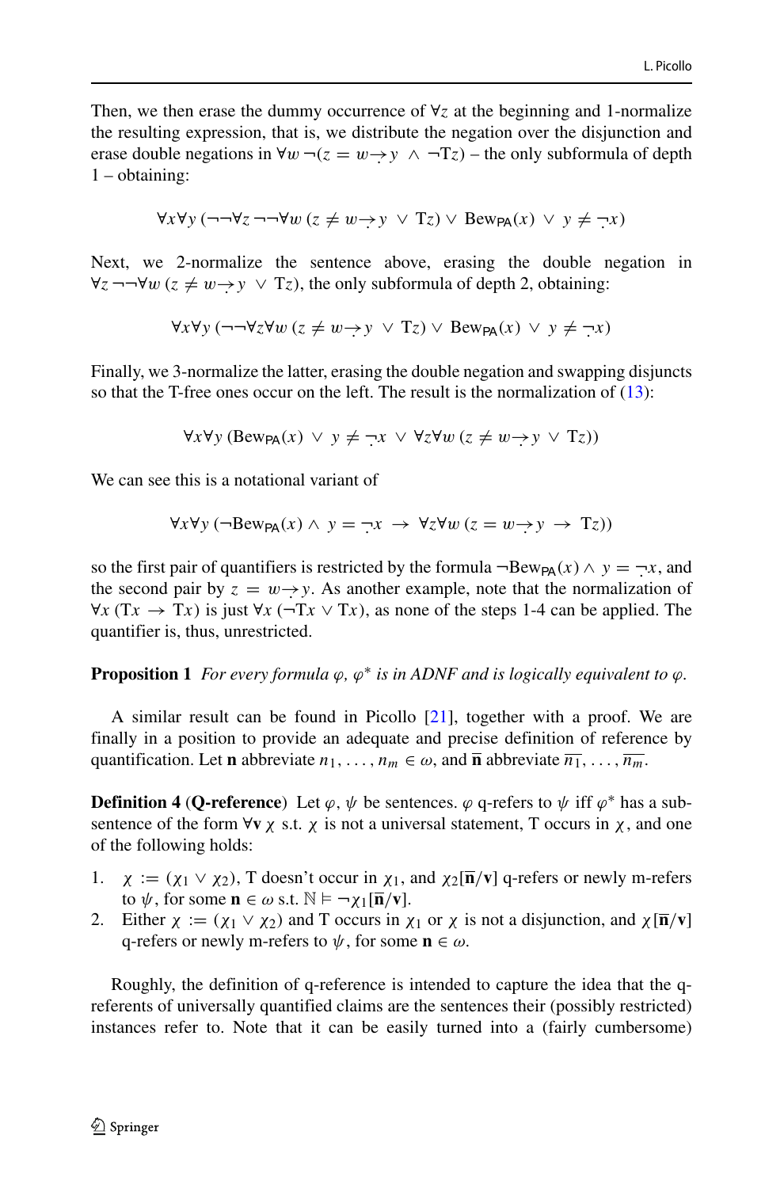Then, we then erase the dummy occurrence of $\forall z$ at the beginning and 1-normalize the resulting expression, that is, we distribute the negation over the disjunction and erase double negations in $\forall w\, \neg(z = w \dot{\rightarrow} y \;\wedge\; \neg \mathrm{T}z)$ – the only subformula of depth 1 – obtaining:

$$\forall x \forall y\, (\neg\neg\forall z\, \neg\neg\forall w\, (z \neq w \dot{\rightarrow} y \;\vee\; \mathrm{T}z) \vee \mathrm{Bew}_{\mathsf{PA}}(x) \;\vee\; y \neq \dot{\neg} x)$$

Next, we 2-normalize the sentence above, erasing the double negation in $\forall z\, \neg\neg\forall w\, (z \neq w \dot{\rightarrow} y \;\vee\; \mathrm{T}z)$, the only subformula of depth 2, obtaining:

$$\forall x \forall y\, (\neg\neg\forall z \forall w\, (z \neq w \dot{\rightarrow} y \;\vee\; \mathrm{T}z) \vee \mathrm{Bew}_{\mathsf{PA}}(x) \;\vee\; y \neq \dot{\neg} x)$$

Finally, we 3-normalize the latter, erasing the double negation and swapping disjuncts so that the T-free ones occur on the left. The result is the normalization of (13):

$$\forall x \forall y\, (\mathrm{Bew}_{\mathsf{PA}}(x) \;\vee\; y \neq \dot{\neg} x \;\vee\; \forall z \forall w\, (z \neq w \dot{\rightarrow} y \;\vee\; \mathrm{T}z))$$

We can see this is a notational variant of

$$\forall x \forall y\, (\neg \mathrm{Bew}_{\mathsf{PA}}(x) \wedge y = \dot{\neg} x \;\rightarrow\; \forall z \forall w\, (z = w \dot{\rightarrow} y \;\rightarrow\; \mathrm{T}z))$$

so the first pair of quantifiers is restricted by the formula $\neg \mathrm{Bew}_{\mathsf{PA}}(x) \wedge y = \dot{\neg} x$, and the second pair by $z = w \dot{\rightarrow} y$. As another example, note that the normalization of $\forall x\, (\mathrm{T}x \rightarrow \mathrm{T}x)$ is just $\forall x\, (\neg \mathrm{T}x \vee \mathrm{T}x)$, as none of the steps 1-4 can be applied. The quantifier is, thus, unrestricted.

**Proposition 1** *For every formula $\varphi$, $\varphi^*$ is in ADNF and is logically equivalent to $\varphi$.*

A similar result can be found in Picollo [21], together with a proof. We are finally in a position to provide an adequate and precise definition of reference by quantification. Let $\mathbf{n}$ abbreviate $n_1, \ldots, n_m \in \omega$, and $\overline{\mathbf{n}}$ abbreviate $\overline{n_1}, \ldots, \overline{n_m}$.

**Definition 4 (Q-reference)** Let $\varphi$, $\psi$ be sentences. $\varphi$ q-refers to $\psi$ iff $\varphi^*$ has a subsentence of the form $\forall \mathbf{v}\, \chi$ s.t. $\chi$ is not a universal statement, T occurs in $\chi$, and one of the following holds:

1. $\chi := (\chi_1 \vee \chi_2)$, T doesn't occur in $\chi_1$, and $\chi_2[\overline{\mathbf{n}}/\mathbf{v}]$ q-refers or newly m-refers to $\psi$, for some $\mathbf{n} \in \omega$ s.t. $\mathbb{N} \vDash \neg \chi_1[\overline{\mathbf{n}}/\mathbf{v}]$.
2. Either $\chi := (\chi_1 \vee \chi_2)$ and T occurs in $\chi_1$ or $\chi$ is not a disjunction, and $\chi[\overline{\mathbf{n}}/\mathbf{v}]$ q-refers or newly m-refers to $\psi$, for some $\mathbf{n} \in \omega$.

Roughly, the definition of q-reference is intended to capture the idea that the q-referents of universally quantified claims are the sentences their (possibly restricted) instances refer to. Note that it can be easily turned into a (fairly cumbersome)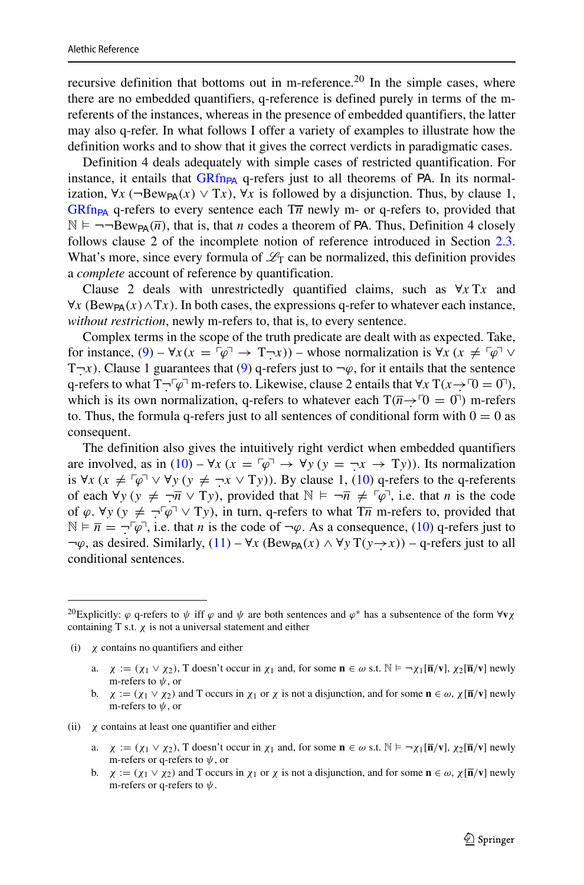recursive definition that bottoms out in m-reference.[20] In the simple cases, where there are no embedded quantifiers, q-reference is defined purely in terms of the m-referents of the instances, whereas in the presence of embedded quantifiers, the latter may also q-refer. In what follows I offer a variety of examples to illustrate how the definition works and to show that it gives the correct verdicts in paradigmatic cases.

Definition 4 deals adequately with simple cases of restricted quantification. For instance, it entails that $\mathrm{GRfn}_{\mathsf{PA}}$ q-refers just to all theorems of PA. In its normalization, $\forall x\,(\neg \mathrm{Bew}_{\mathsf{PA}}(x) \vee \mathrm{T}x)$, $\forall x$ is followed by a disjunction. Thus, by clause 1, $\mathrm{GRfn}_{\mathsf{PA}}$ q-refers to every sentence each $\mathrm{T}\overline{n}$ newly m- or q-refers to, provided that $\mathbb{N} \vDash \neg\neg \mathrm{Bew}_{\mathsf{PA}}(\overline{n})$, that is, that $n$ codes a theorem of PA. Thus, Definition 4 closely follows clause 2 of the incomplete notion of reference introduced in Section 2.3. What's more, since every formula of $\mathscr{L}_{\mathrm{T}}$ can be normalized, this definition provides a *complete* account of reference by quantification.

Clause 2 deals with unrestrictedly quantified claims, such as $\forall x\,\mathrm{T}x$ and $\forall x\,(\mathrm{Bew}_{\mathsf{PA}}(x) \wedge \mathrm{T}x)$. In both cases, the expressions q-refer to whatever each instance, *without restriction*, newly m-refers to, that is, to every sentence.

Complex terms in the scope of the truth predicate are dealt with as expected. Take, for instance, (9) – $\forall x\,(x = \ulcorner\varphi\urcorner \rightarrow \mathrm{T}\dot{\neg}x))$ – whose normalization is $\forall x\,(x \neq \ulcorner\varphi\urcorner \vee \mathrm{T}\dot{\neg}x)$. Clause 1 guarantees that (9) q-refers just to $\neg\varphi$, for it entails that the sentence q-refers to what $\mathrm{T}\dot{\neg}\ulcorner\varphi\urcorner$ m-refers to. Likewise, clause 2 entails that $\forall x\,\mathrm{T}(x \dot{\rightarrow} \ulcorner 0 = 0\urcorner)$, which is its own normalization, q-refers to whatever each $\mathrm{T}(\overline{n} \dot{\rightarrow} \ulcorner 0 = 0\urcorner)$ m-refers to. Thus, the formula q-refers just to all sentences of conditional form with $0 = 0$ as consequent.

The definition also gives the intuitively right verdict when embedded quantifiers are involved, as in (10) – $\forall x\,(x = \ulcorner\varphi\urcorner \rightarrow \forall y\,(y = \dot{\neg}x \rightarrow \mathrm{T}y))$. Its normalization is $\forall x\,(x \neq \ulcorner\varphi\urcorner \vee \forall y\,(y \neq \dot{\neg}x \vee \mathrm{T}y))$. By clause 1, (10) q-refers to the q-referents of each $\forall y\,(y \neq \dot{\neg}\overline{n} \vee \mathrm{T}y)$, provided that $\mathbb{N} \vDash \neg\overline{n} \neq \ulcorner\varphi\urcorner$, i.e. that $n$ is the code of $\varphi$. $\forall y\,(y \neq \dot{\neg}\ulcorner\varphi\urcorner \vee \mathrm{T}y)$, in turn, q-refers to what $\mathrm{T}\overline{n}$ m-refers to, provided that $\mathbb{N} \vDash \overline{n} = \dot{\neg}\ulcorner\varphi\urcorner$, i.e. that $n$ is the code of $\neg\varphi$. As a consequence, (10) q-refers just to $\neg\varphi$, as desired. Similarly, (11) – $\forall x\,(\mathrm{Bew}_{\mathsf{PA}}(x) \wedge \forall y\,\mathrm{T}(y \dot{\rightarrow} x))$ – q-refers just to all conditional sentences.

---

[20] Explicitly: $\varphi$ q-refers to $\psi$ iff $\varphi$ and $\psi$ are both sentences and $\varphi^*$ has a subsentence of the form $\forall \mathbf{v}\chi$ containing T s.t. $\chi$ is not a universal statement and either

(i) $\chi$ contains no quantifiers and either

  a. $\chi := (\chi_1 \vee \chi_2)$, T doesn't occur in $\chi_1$ and, for some $\mathbf{n} \in \omega$ s.t. $\mathbb{N} \vDash \neg\chi_1[\overline{\mathbf{n}}/\mathbf{v}]$, $\chi_2[\overline{\mathbf{n}}/\mathbf{v}]$ newly m-refers to $\psi$, or

  b. $\chi := (\chi_1 \vee \chi_2)$ and T occurs in $\chi_1$ or $\chi$ is not a disjunction, and for some $\mathbf{n} \in \omega$, $\chi[\overline{\mathbf{n}}/\mathbf{v}]$ newly m-refers to $\psi$, or

(ii) $\chi$ contains at least one quantifier and either

  a. $\chi := (\chi_1 \vee \chi_2)$, T doesn't occur in $\chi_1$ and, for some $\mathbf{n} \in \omega$ s.t. $\mathbb{N} \vDash \neg\chi_1[\overline{\mathbf{n}}/\mathbf{v}]$, $\chi_2[\overline{\mathbf{n}}/\mathbf{v}]$ newly m-refers or q-refers to $\psi$, or

  b. $\chi := (\chi_1 \vee \chi_2)$ and T occurs in $\chi_1$ or $\chi$ is not a disjunction, and for some $\mathbf{n} \in \omega$, $\chi[\overline{\mathbf{n}}/\mathbf{v}]$ newly m-refers or q-refers to $\psi$.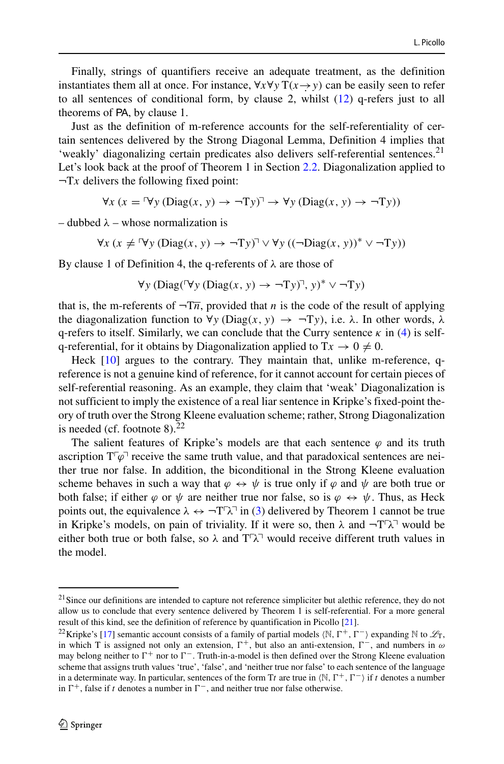Finally, strings of quantifiers receive an adequate treatment, as the definition instantiates them all at once. For instance, $\forall x \forall y\, \mathrm{T}(x \dot{\to} y)$ can be easily seen to refer to all sentences of conditional form, by clause 2, whilst (12) q-refers just to all theorems of PA, by clause 1.

Just as the definition of m-reference accounts for the self-referentiality of certain sentences delivered by the Strong Diagonal Lemma, Definition 4 implies that 'weakly' diagonalizing certain predicates also delivers self-referential sentences.[21] Let's look back at the proof of Theorem 1 in Section 2.2. Diagonalization applied to $\neg \mathrm{T}x$ delivers the following fixed point:

$$\forall x\, (x = \ulcorner \forall y\, (\mathrm{Diag}(x, y) \to \neg \mathrm{T}y) \urcorner \to \forall y\, (\mathrm{Diag}(x, y) \to \neg \mathrm{T}y))$$

– dubbed $\lambda$ – whose normalization is

$$\forall x\, (x \neq \ulcorner \forall y\, (\mathrm{Diag}(x, y) \to \neg \mathrm{T}y) \urcorner \vee \forall y\, ((\neg \mathrm{Diag}(x, y))^* \vee \neg \mathrm{T}y))$$

By clause 1 of Definition 4, the q-referents of $\lambda$ are those of

$$\forall y\, (\mathrm{Diag}(\ulcorner \forall y\, (\mathrm{Diag}(x, y) \to \neg \mathrm{T}y) \urcorner, y)^* \vee \neg \mathrm{T}y)$$

that is, the m-referents of $\neg \mathrm{T}\overline{n}$, provided that $n$ is the code of the result of applying the diagonalization function to $\forall y\, (\mathrm{Diag}(x, y) \to \neg \mathrm{T}y)$, i.e. $\lambda$. In other words, $\lambda$ q-refers to itself. Similarly, we can conclude that the Curry sentence $\kappa$ in (4) is self-q-referential, for it obtains by Diagonalization applied to $\mathrm{T}x \to 0 \neq 0$.

Heck [10] argues to the contrary. They maintain that, unlike m-reference, q-reference is not a genuine kind of reference, for it cannot account for certain pieces of self-referential reasoning. As an example, they claim that 'weak' Diagonalization is not sufficient to imply the existence of a real liar sentence in Kripke's fixed-point theory of truth over the Strong Kleene evaluation scheme; rather, Strong Diagonalization is needed (cf. footnote 8).[22]

The salient features of Kripke's models are that each sentence $\varphi$ and its truth ascription $\mathrm{T}\ulcorner \varphi \urcorner$ receive the same truth value, and that paradoxical sentences are neither true nor false. In addition, the biconditional in the Strong Kleene evaluation scheme behaves in such a way that $\varphi \leftrightarrow \psi$ is true only if $\varphi$ and $\psi$ are both true or both false; if either $\varphi$ or $\psi$ are neither true nor false, so is $\varphi \leftrightarrow \psi$. Thus, as Heck points out, the equivalence $\lambda \leftrightarrow \neg \mathrm{T}\ulcorner \lambda \urcorner$ in (3) delivered by Theorem 1 cannot be true in Kripke's models, on pain of triviality. If it were so, then $\lambda$ and $\neg \mathrm{T}\ulcorner \lambda \urcorner$ would be either both true or both false, so $\lambda$ and $\mathrm{T}\ulcorner \lambda \urcorner$ would receive different truth values in the model.

---

[21] Since our definitions are intended to capture not reference simpliciter but alethic reference, they do not allow us to conclude that every sentence delivered by Theorem 1 is self-referential. For a more general result of this kind, see the definition of reference by quantification in Picollo [21].

[22] Kripke's [17] semantic account consists of a family of partial models $\langle \mathbb{N}, \Gamma^+, \Gamma^- \rangle$ expanding $\mathbb{N}$ to $\mathscr{L}_\mathrm{T}$, in which T is assigned not only an extension, $\Gamma^+$, but also an anti-extension, $\Gamma^-$, and numbers in $\omega$ may belong neither to $\Gamma^+$ nor to $\Gamma^-$. Truth-in-a-model is then defined over the Strong Kleene evaluation scheme that assigns truth values 'true', 'false', and 'neither true nor false' to each sentence of the language in a determinate way. In particular, sentences of the form $\mathrm{T}t$ are true in $\langle \mathbb{N}, \Gamma^+, \Gamma^- \rangle$ if $t$ denotes a number in $\Gamma^+$, false if $t$ denotes a number in $\Gamma^-$, and neither true nor false otherwise.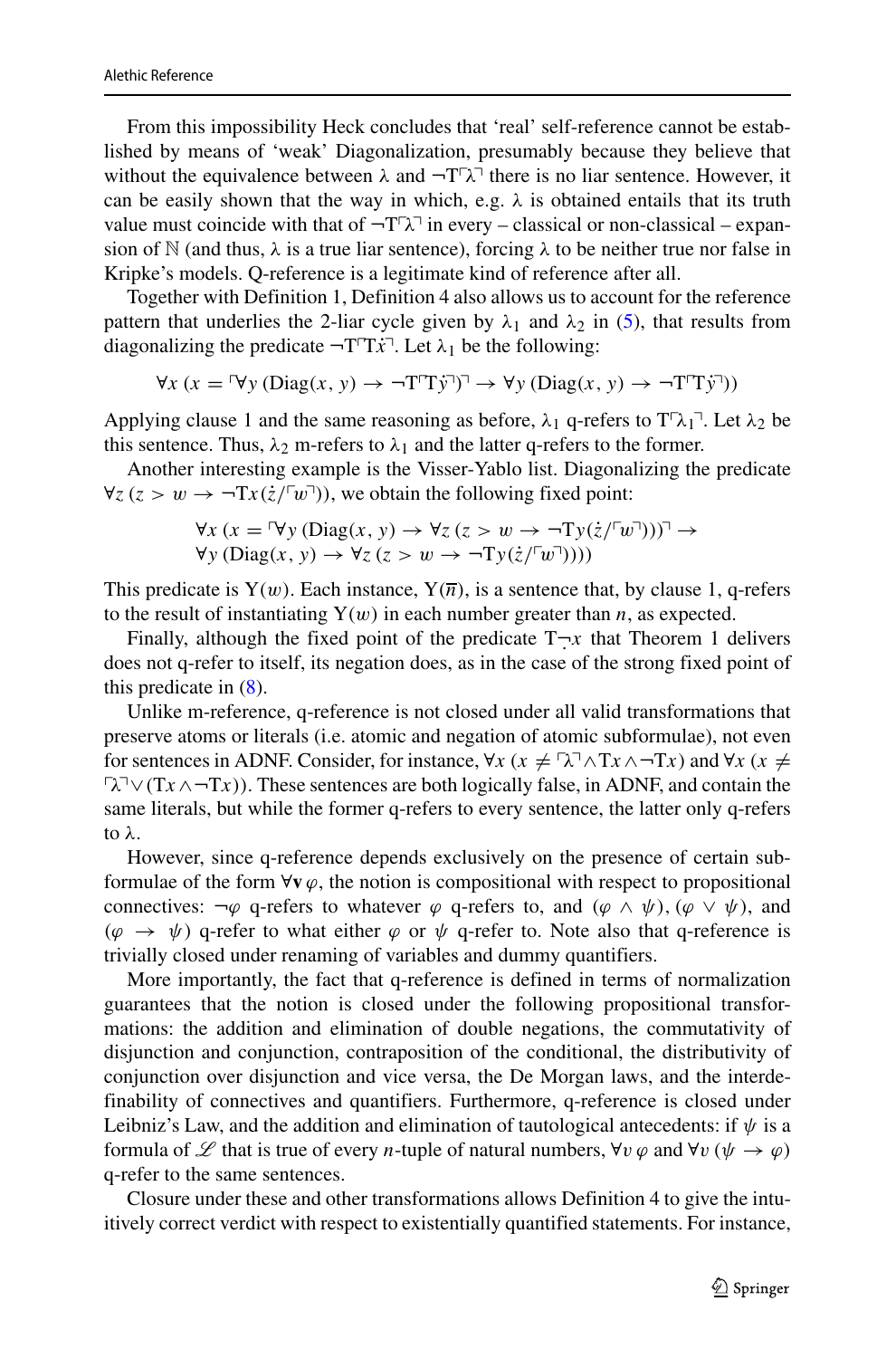From this impossibility Heck concludes that ‘real’ self-reference cannot be established by means of ‘weak’ Diagonalization, presumably because they believe that without the equivalence between $\lambda$ and $\neg T\ulcorner\lambda\urcorner$ there is no liar sentence. However, it can be easily shown that the way in which, e.g. $\lambda$ is obtained entails that its truth value must coincide with that of $\neg T\ulcorner\lambda\urcorner$ in every – classical or non-classical – expansion of $\mathbb{N}$ (and thus, $\lambda$ is a true liar sentence), forcing $\lambda$ to be neither true nor false in Kripke’s models. Q-reference is a legitimate kind of reference after all.

Together with Definition 1, Definition 4 also allows us to account for the reference pattern that underlies the 2-liar cycle given by $\lambda_1$ and $\lambda_2$ in (5), that results from diagonalizing the predicate $\neg T\ulcorner T\dot{x}\urcorner$. Let $\lambda_1$ be the following:

$$\forall x\,(x = \ulcorner\forall y\,(\mathrm{Diag}(x, y) \to \neg T\ulcorner T\dot{y}\urcorner)\urcorner \to \forall y\,(\mathrm{Diag}(x, y) \to \neg T\ulcorner T\dot{y}\urcorner))$$

Applying clause 1 and the same reasoning as before, $\lambda_1$ q-refers to $T\ulcorner\lambda_1\urcorner$. Let $\lambda_2$ be this sentence. Thus, $\lambda_2$ m-refers to $\lambda_1$ and the latter q-refers to the former.

Another interesting example is the Visser-Yablo list. Diagonalizing the predicate $\forall z\,(z > w \to \neg Tx(\dot{z}/\ulcorner w\urcorner))$, we obtain the following fixed point:

$$\forall x\,(x = \ulcorner\forall y\,(\mathrm{Diag}(x, y) \to \forall z\,(z > w \to \neg Ty(\dot{z}/\ulcorner w\urcorner)))\urcorner \to$$
$$\forall y\,(\mathrm{Diag}(x, y) \to \forall z\,(z > w \to \neg Ty(\dot{z}/\ulcorner w\urcorner))))$$

This predicate is $Y(w)$. Each instance, $Y(\overline{n})$, is a sentence that, by clause 1, q-refers to the result of instantiating $Y(w)$ in each number greater than $n$, as expected.

Finally, although the fixed point of the predicate $T\dot{\neg}x$ that Theorem 1 delivers does not q-refer to itself, its negation does, as in the case of the strong fixed point of this predicate in (8).

Unlike m-reference, q-reference is not closed under all valid transformations that preserve atoms or literals (i.e. atomic and negation of atomic subformulae), not even for sentences in ADNF. Consider, for instance, $\forall x\,(x \neq \ulcorner\lambda\urcorner \wedge Tx \wedge \neg Tx)$ and $\forall x\,(x \neq \ulcorner\lambda\urcorner \vee (Tx \wedge \neg Tx))$. These sentences are both logically false, in ADNF, and contain the same literals, but while the former q-refers to every sentence, the latter only q-refers to $\lambda$.

However, since q-reference depends exclusively on the presence of certain subformulae of the form $\forall \mathbf{v}\,\varphi$, the notion is compositional with respect to propositional connectives: $\neg\varphi$ q-refers to whatever $\varphi$ q-refers to, and $(\varphi \wedge \psi)$, $(\varphi \vee \psi)$, and $(\varphi \to \psi)$ q-refer to what either $\varphi$ or $\psi$ q-refer to. Note also that q-reference is trivially closed under renaming of variables and dummy quantifiers.

More importantly, the fact that q-reference is defined in terms of normalization guarantees that the notion is closed under the following propositional transformations: the addition and elimination of double negations, the commutativity of disjunction and conjunction, contraposition of the conditional, the distributivity of conjunction over disjunction and vice versa, the De Morgan laws, and the interdefinability of connectives and quantifiers. Furthermore, q-reference is closed under Leibniz’s Law, and the addition and elimination of tautological antecedents: if $\psi$ is a formula of $\mathscr{L}$ that is true of every $n$-tuple of natural numbers, $\forall v\,\varphi$ and $\forall v\,(\psi \to \varphi)$ q-refer to the same sentences.

Closure under these and other transformations allows Definition 4 to give the intuitively correct verdict with respect to existentially quantified statements. For instance,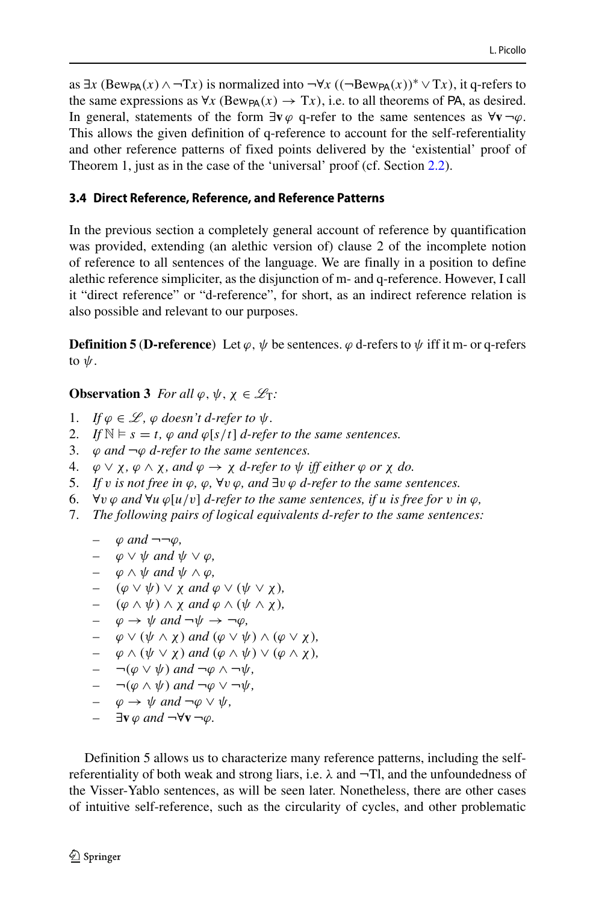as $\exists x\,(\mathrm{Bew}_{\mathsf{PA}}(x) \wedge \neg \mathrm{T}x)$ is normalized into $\neg\forall x\,((\neg \mathrm{Bew}_{\mathsf{PA}}(x))^{*} \vee \mathrm{T}x)$, it q-refers to the same expressions as $\forall x\,(\mathrm{Bew}_{\mathsf{PA}}(x) \rightarrow \mathrm{T}x)$, i.e. to all theorems of PA, as desired. In general, statements of the form $\exists \mathbf{v}\,\varphi$ q-refer to the same sentences as $\forall \mathbf{v}\,\neg\varphi$. This allows the given definition of q-reference to account for the self-referentiality and other reference patterns of fixed points delivered by the 'existential' proof of Theorem 1, just as in the case of the 'universal' proof (cf. Section 2.2).

### 3.4 Direct Reference, Reference, and Reference Patterns

In the previous section a completely general account of reference by quantification was provided, extending (an alethic version of) clause 2 of the incomplete notion of reference to all sentences of the language. We are finally in a position to define alethic reference simpliciter, as the disjunction of m- and q-reference. However, I call it "direct reference" or "d-reference", for short, as an indirect reference relation is also possible and relevant to our purposes.

**Definition 5** (**D-reference**) Let $\varphi$, $\psi$ be sentences. $\varphi$ d-refers to $\psi$ iff it m- or q-refers to $\psi$.

**Observation 3** *For all $\varphi, \psi, \chi \in \mathscr{L}_{\mathrm{T}}$:*

1. *If $\varphi \in \mathscr{L}$, $\varphi$ doesn't d-refer to $\psi$.*
2. *If $\mathbb{N} \vDash s = t$, $\varphi$ and $\varphi[s/t]$ d-refer to the same sentences.*
3. *$\varphi$ and $\neg\varphi$ d-refer to the same sentences.*
4. *$\varphi \vee \chi$, $\varphi \wedge \chi$, and $\varphi \rightarrow \chi$ d-refer to $\psi$ iff either $\varphi$ or $\chi$ do.*
5. *If $\upsilon$ is not free in $\varphi$, $\varphi$, $\forall\upsilon\,\varphi$, and $\exists\upsilon\,\varphi$ d-refer to the same sentences.*
6. *$\forall\upsilon\,\varphi$ and $\forall u\,\varphi[u/\upsilon]$ d-refer to the same sentences, if $u$ is free for $\upsilon$ in $\varphi$,*
7. *The following pairs of logical equivalents d-refer to the same sentences:*
   - *$\varphi$ and $\neg\neg\varphi$,*
   - *$\varphi \vee \psi$ and $\psi \vee \varphi$,*
   - *$\varphi \wedge \psi$ and $\psi \wedge \varphi$,*
   - *$(\varphi \vee \psi) \vee \chi$ and $\varphi \vee (\psi \vee \chi)$,*
   - *$(\varphi \wedge \psi) \wedge \chi$ and $\varphi \wedge (\psi \wedge \chi)$,*
   - *$\varphi \rightarrow \psi$ and $\neg\psi \rightarrow \neg\varphi$,*
   - *$\varphi \vee (\psi \wedge \chi)$ and $(\varphi \vee \psi) \wedge (\varphi \vee \chi)$,*
   - *$\varphi \wedge (\psi \vee \chi)$ and $(\varphi \wedge \psi) \vee (\varphi \wedge \chi)$,*
   - *$\neg(\varphi \vee \psi)$ and $\neg\varphi \wedge \neg\psi$,*
   - *$\neg(\varphi \wedge \psi)$ and $\neg\varphi \vee \neg\psi$,*
   - *$\varphi \rightarrow \psi$ and $\neg\varphi \vee \psi$,*
   - *$\exists\mathbf{v}\,\varphi$ and $\neg\forall\mathbf{v}\,\neg\varphi$.*

Definition 5 allows us to characterize many reference patterns, including the self-referentiality of both weak and strong liars, i.e. $\lambda$ and $\neg\mathrm{Tl}$, and the unfoundedness of the Visser-Yablo sentences, as will be seen later. Nonetheless, there are other cases of intuitive self-reference, such as the circularity of cycles, and other problematic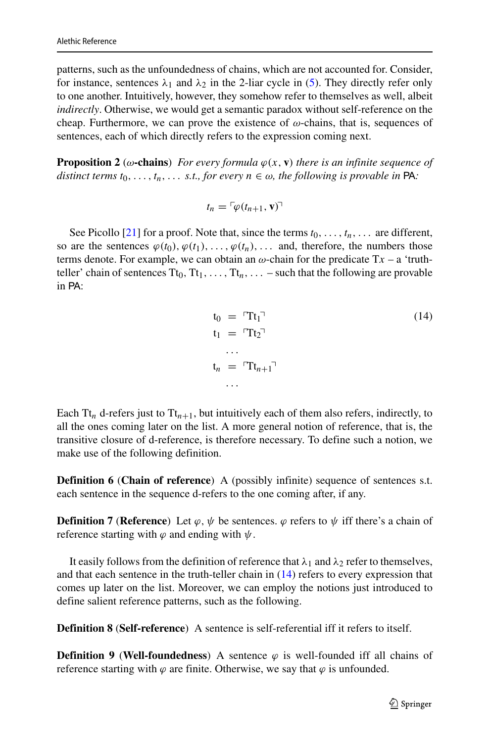patterns, such as the unfoundedness of chains, which are not accounted for. Consider, for instance, sentences $\lambda_1$ and $\lambda_2$ in the 2-liar cycle in (5). They directly refer only to one another. Intuitively, however, they somehow refer to themselves as well, albeit *indirectly*. Otherwise, we would get a semantic paradox without self-reference on the cheap. Furthermore, we can prove the existence of $\omega$-chains, that is, sequences of sentences, each of which directly refers to the expression coming next.

**Proposition 2** (**$\omega$-chains**) *For every formula $\varphi(x, \mathbf{v})$ there is an infinite sequence of distinct terms $t_0, \ldots, t_n, \ldots$ s.t., for every $n \in \omega$, the following is provable in* PA*:*

$$t_n = \ulcorner \varphi(t_{n+1}, \mathbf{v}) \urcorner$$

See Picollo [21] for a proof. Note that, since the terms $t_0, \ldots, t_n, \ldots$ are different, so are the sentences $\varphi(t_0), \varphi(t_1), \ldots, \varphi(t_n), \ldots$ and, therefore, the numbers those terms denote. For example, we can obtain an $\omega$-chain for the predicate $\mathrm{T}x$ – a 'truth-teller' chain of sentences $\mathrm{Tt}_0, \mathrm{Tt}_1, \ldots, \mathrm{Tt}_n, \ldots$ – such that the following are provable in PA:

$$\begin{aligned} \mathrm{t}_0 &= \ulcorner \mathrm{Tt}_1 \urcorner \\ \mathrm{t}_1 &= \ulcorner \mathrm{Tt}_2 \urcorner \\ &\ldots \\ \mathrm{t}_n &= \ulcorner \mathrm{Tt}_{n+1} \urcorner \\ &\ldots \end{aligned} \tag{14}$$

Each $\mathrm{Tt}_n$ d-refers just to $\mathrm{Tt}_{n+1}$, but intuitively each of them also refers, indirectly, to all the ones coming later on the list. A more general notion of reference, that is, the transitive closure of d-reference, is therefore necessary. To define such a notion, we make use of the following definition.

**Definition 6** (**Chain of reference**) A (possibly infinite) sequence of sentences s.t. each sentence in the sequence d-refers to the one coming after, if any.

**Definition 7** (**Reference**) Let $\varphi$, $\psi$ be sentences. $\varphi$ refers to $\psi$ iff there's a chain of reference starting with $\varphi$ and ending with $\psi$.

It easily follows from the definition of reference that $\lambda_1$ and $\lambda_2$ refer to themselves, and that each sentence in the truth-teller chain in (14) refers to every expression that comes up later on the list. Moreover, we can employ the notions just introduced to define salient reference patterns, such as the following.

**Definition 8** (**Self-reference**) A sentence is self-referential iff it refers to itself.

**Definition 9** (**Well-foundedness**) A sentence $\varphi$ is well-founded iff all chains of reference starting with $\varphi$ are finite. Otherwise, we say that $\varphi$ is unfounded.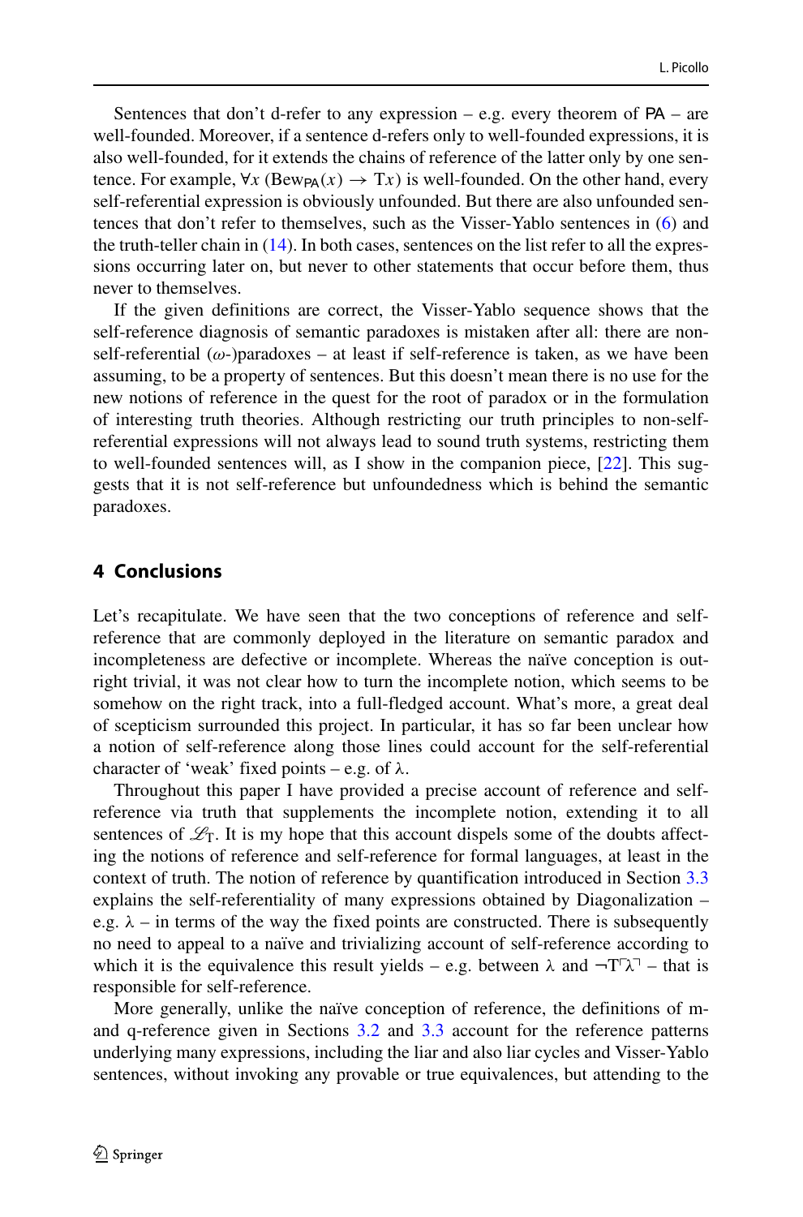Sentences that don't d-refer to any expression – e.g. every theorem of PA – are well-founded. Moreover, if a sentence d-refers only to well-founded expressions, it is also well-founded, for it extends the chains of reference of the latter only by one sentence. For example, $\forall x\,(\mathrm{Bew}_{\mathsf{PA}}(x) \rightarrow \mathrm{T}x)$ is well-founded. On the other hand, every self-referential expression is obviously unfounded. But there are also unfounded sentences that don't refer to themselves, such as the Visser-Yablo sentences in (6) and the truth-teller chain in (14). In both cases, sentences on the list refer to all the expressions occurring later on, but never to other statements that occur before them, thus never to themselves.

If the given definitions are correct, the Visser-Yablo sequence shows that the self-reference diagnosis of semantic paradoxes is mistaken after all: there are non-self-referential ($\omega$-)paradoxes – at least if self-reference is taken, as we have been assuming, to be a property of sentences. But this doesn't mean there is no use for the new notions of reference in the quest for the root of paradox or in the formulation of interesting truth theories. Although restricting our truth principles to non-self-referential expressions will not always lead to sound truth systems, restricting them to well-founded sentences will, as I show in the companion piece, [22]. This suggests that it is not self-reference but unfoundedness which is behind the semantic paradoxes.

## 4 Conclusions

Let's recapitulate. We have seen that the two conceptions of reference and self-reference that are commonly deployed in the literature on semantic paradox and incompleteness are defective or incomplete. Whereas the naïve conception is outright trivial, it was not clear how to turn the incomplete notion, which seems to be somehow on the right track, into a full-fledged account. What's more, a great deal of scepticism surrounded this project. In particular, it has so far been unclear how a notion of self-reference along those lines could account for the self-referential character of 'weak' fixed points – e.g. of $\lambda$.

Throughout this paper I have provided a precise account of reference and self-reference via truth that supplements the incomplete notion, extending it to all sentences of $\mathscr{L}_{\mathrm{T}}$. It is my hope that this account dispels some of the doubts affecting the notions of reference and self-reference for formal languages, at least in the context of truth. The notion of reference by quantification introduced in Section 3.3 explains the self-referentiality of many expressions obtained by Diagonalization – e.g. $\lambda$ – in terms of the way the fixed points are constructed. There is subsequently no need to appeal to a naïve and trivializing account of self-reference according to which it is the equivalence this result yields – e.g. between $\lambda$ and $\neg\mathrm{T}\ulcorner\lambda\urcorner$ – that is responsible for self-reference.

More generally, unlike the naïve conception of reference, the definitions of m- and q-reference given in Sections 3.2 and 3.3 account for the reference patterns underlying many expressions, including the liar and also liar cycles and Visser-Yablo sentences, without invoking any provable or true equivalences, but attending to the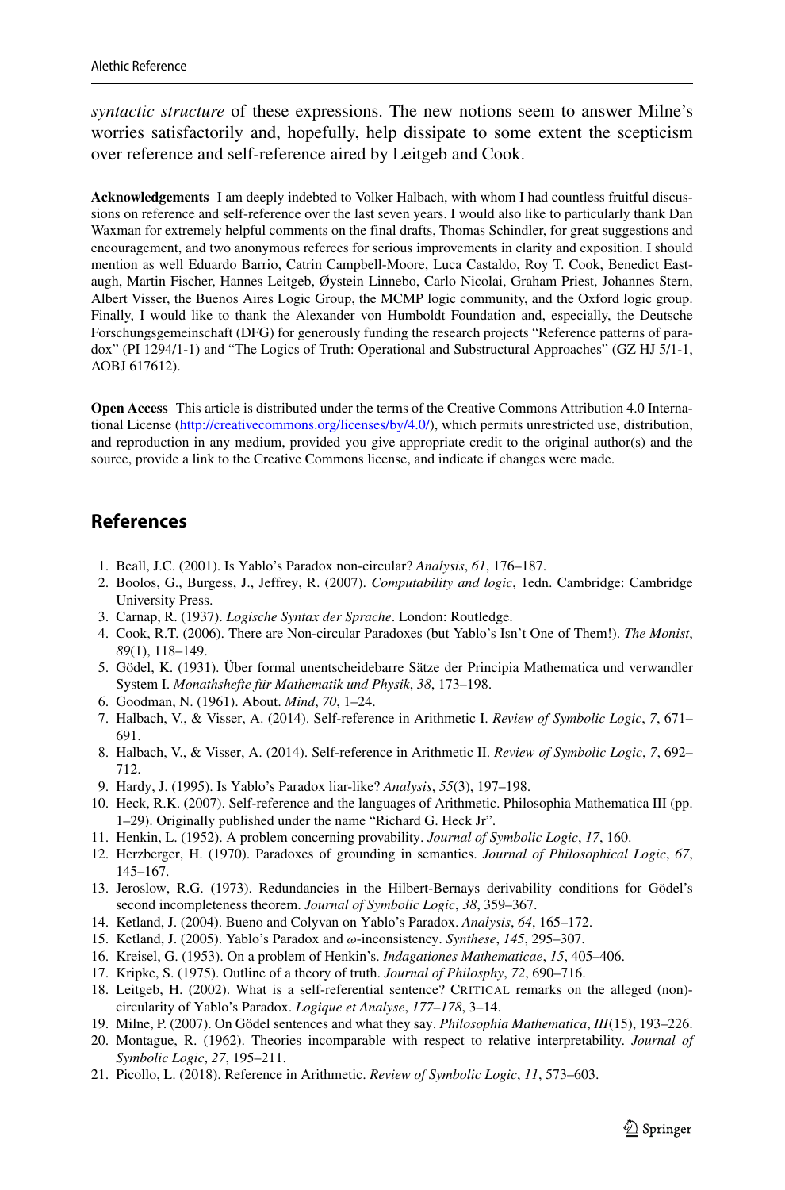*syntactic structure* of these expressions. The new notions seem to answer Milne's worries satisfactorily and, hopefully, help dissipate to some extent the scepticism over reference and self-reference aired by Leitgeb and Cook.

**Acknowledgements** I am deeply indebted to Volker Halbach, with whom I had countless fruitful discussions on reference and self-reference over the last seven years. I would also like to particularly thank Dan Waxman for extremely helpful comments on the final drafts, Thomas Schindler, for great suggestions and encouragement, and two anonymous referees for serious improvements in clarity and exposition. I should mention as well Eduardo Barrio, Catrin Campbell-Moore, Luca Castaldo, Roy T. Cook, Benedict Eastaugh, Martin Fischer, Hannes Leitgeb, Øystein Linnebo, Carlo Nicolai, Graham Priest, Johannes Stern, Albert Visser, the Buenos Aires Logic Group, the MCMP logic community, and the Oxford logic group. Finally, I would like to thank the Alexander von Humboldt Foundation and, especially, the Deutsche Forschungsgemeinschaft (DFG) for generously funding the research projects "Reference patterns of paradox" (PI 1294/1-1) and "The Logics of Truth: Operational and Substructural Approaches" (GZ HJ 5/1-1, AOBJ 617612).

**Open Access** This article is distributed under the terms of the Creative Commons Attribution 4.0 International License (http://creativecommons.org/licenses/by/4.0/), which permits unrestricted use, distribution, and reproduction in any medium, provided you give appropriate credit to the original author(s) and the source, provide a link to the Creative Commons license, and indicate if changes were made.

## References

1. Beall, J.C. (2001). Is Yablo's Paradox non-circular? *Analysis*, *61*, 176–187.
2. Boolos, G., Burgess, J., Jeffrey, R. (2007). *Computability and logic*, 1edn. Cambridge: Cambridge University Press.
3. Carnap, R. (1937). *Logische Syntax der Sprache*. London: Routledge.
4. Cook, R.T. (2006). There are Non-circular Paradoxes (but Yablo's Isn't One of Them!). *The Monist*, *89*(1), 118–149.
5. Gödel, K. (1931). Über formal unentscheidebarre Sätze der Principia Mathematica und verwandler System I. *Monathshefte für Mathematik und Physik*, *38*, 173–198.
6. Goodman, N. (1961). About. *Mind*, *70*, 1–24.
7. Halbach, V., & Visser, A. (2014). Self-reference in Arithmetic I. *Review of Symbolic Logic*, *7*, 671–691.
8. Halbach, V., & Visser, A. (2014). Self-reference in Arithmetic II. *Review of Symbolic Logic*, *7*, 692–712.
9. Hardy, J. (1995). Is Yablo's Paradox liar-like? *Analysis*, *55*(3), 197–198.
10. Heck, R.K. (2007). Self-reference and the languages of Arithmetic. Philosophia Mathematica III (pp. 1–29). Originally published under the name "Richard G. Heck Jr".
11. Henkin, L. (1952). A problem concerning provability. *Journal of Symbolic Logic*, *17*, 160.
12. Herzberger, H. (1970). Paradoxes of grounding in semantics. *Journal of Philosophical Logic*, *67*, 145–167.
13. Jeroslow, R.G. (1973). Redundancies in the Hilbert-Bernays derivability conditions for Gödel's second incompleteness theorem. *Journal of Symbolic Logic*, *38*, 359–367.
14. Ketland, J. (2004). Bueno and Colyvan on Yablo's Paradox. *Analysis*, *64*, 165–172.
15. Ketland, J. (2005). Yablo's Paradox and $\omega$-inconsistency. *Synthese*, *145*, 295–307.
16. Kreisel, G. (1953). On a problem of Henkin's. *Indagationes Mathematicae*, *15*, 405–406.
17. Kripke, S. (1975). Outline of a theory of truth. *Journal of Philosphy*, *72*, 690–716.
18. Leitgeb, H. (2002). What is a self-referential sentence? CRITICAL remarks on the alleged (non)-circularity of Yablo's Paradox. *Logique et Analyse*, *177–178*, 3–14.
19. Milne, P. (2007). On Gödel sentences and what they say. *Philosophia Mathematica*, *III*(15), 193–226.
20. Montague, R. (1962). Theories incomparable with respect to relative interpretability. *Journal of Symbolic Logic*, *27*, 195–211.
21. Picollo, L. (2018). Reference in Arithmetic. *Review of Symbolic Logic*, *11*, 573–603.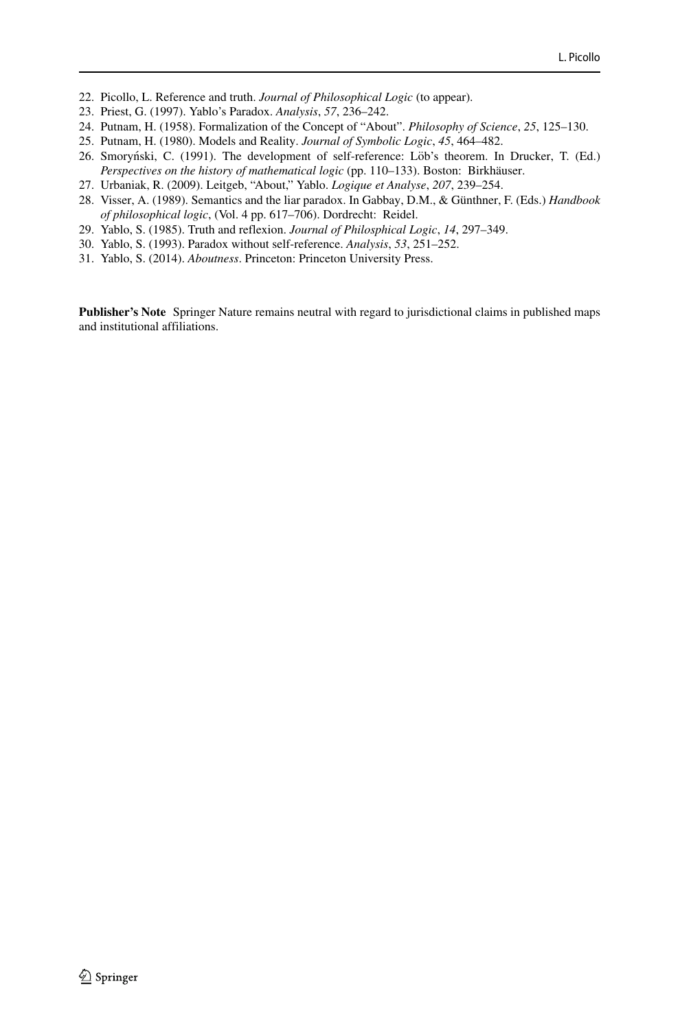22. Picollo, L. Reference and truth. *Journal of Philosophical Logic* (to appear).
23. Priest, G. (1997). Yablo's Paradox. *Analysis*, *57*, 236–242.
24. Putnam, H. (1958). Formalization of the Concept of "About". *Philosophy of Science*, *25*, 125–130.
25. Putnam, H. (1980). Models and Reality. *Journal of Symbolic Logic*, *45*, 464–482.
26. Smoryński, C. (1991). The development of self-reference: Löb's theorem. In Drucker, T. (Ed.) *Perspectives on the history of mathematical logic* (pp. 110–133). Boston: Birkhäuser.
27. Urbaniak, R. (2009). Leitgeb, "About," Yablo. *Logique et Analyse*, *207*, 239–254.
28. Visser, A. (1989). Semantics and the liar paradox. In Gabbay, D.M., & Günthner, F. (Eds.) *Handbook of philosophical logic*, (Vol. 4 pp. 617–706). Dordrecht: Reidel.
29. Yablo, S. (1985). Truth and reflexion. *Journal of Philosphical Logic*, *14*, 297–349.
30. Yablo, S. (1993). Paradox without self-reference. *Analysis*, *53*, 251–252.
31. Yablo, S. (2014). *Aboutness*. Princeton: Princeton University Press.

**Publisher's Note** Springer Nature remains neutral with regard to jurisdictional claims in published maps and institutional affiliations.